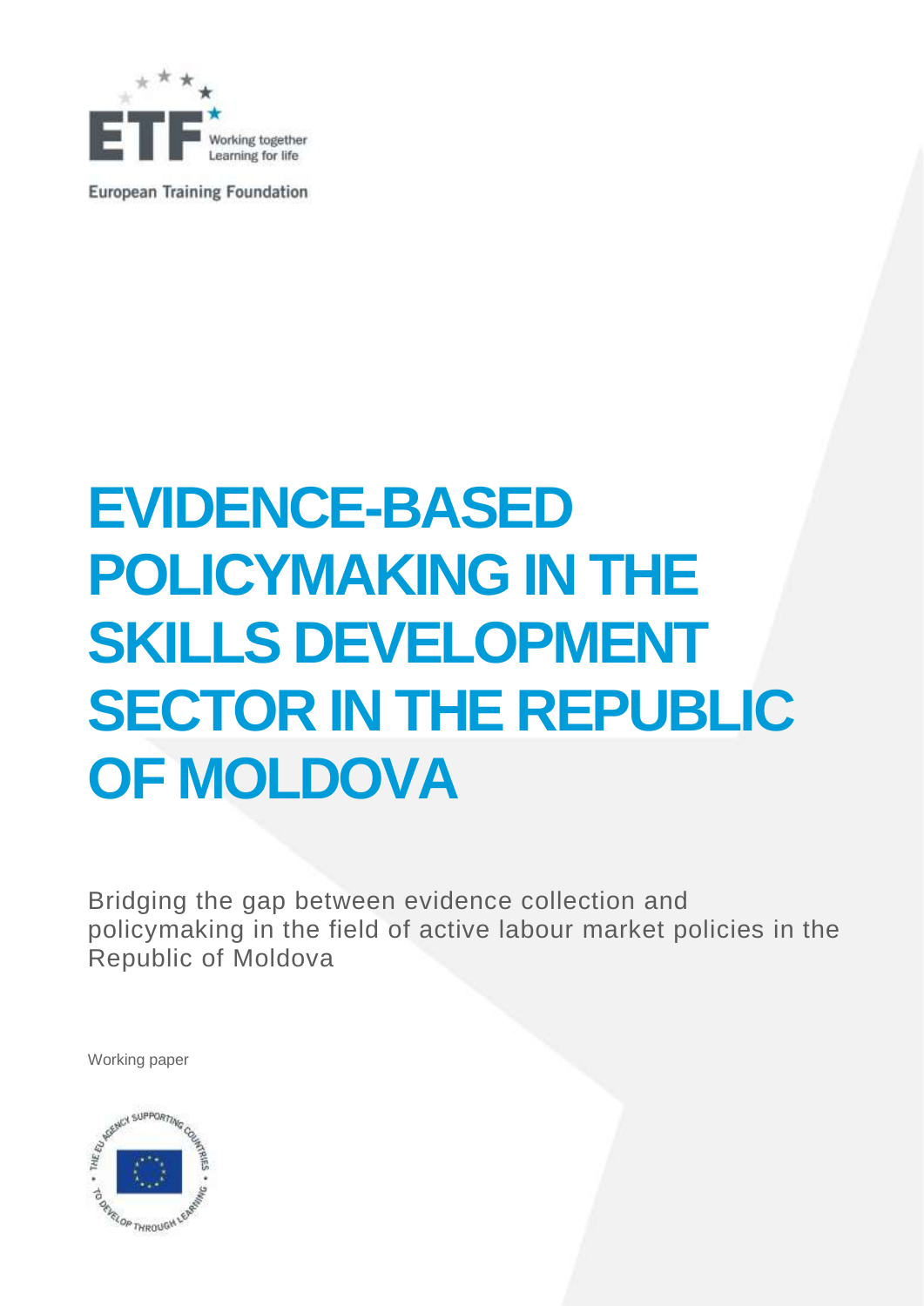European Training Foundation

# EVIDENCE-BASED POLICYMAKING IN THE SKILLS DEVELOPMENT SECTOR IN THE REPUBLIC OF MOLDOVA

Bridging the gap between evidence collection and policymaking in the field of active labour market policies in the Republic of Moldova

Working paper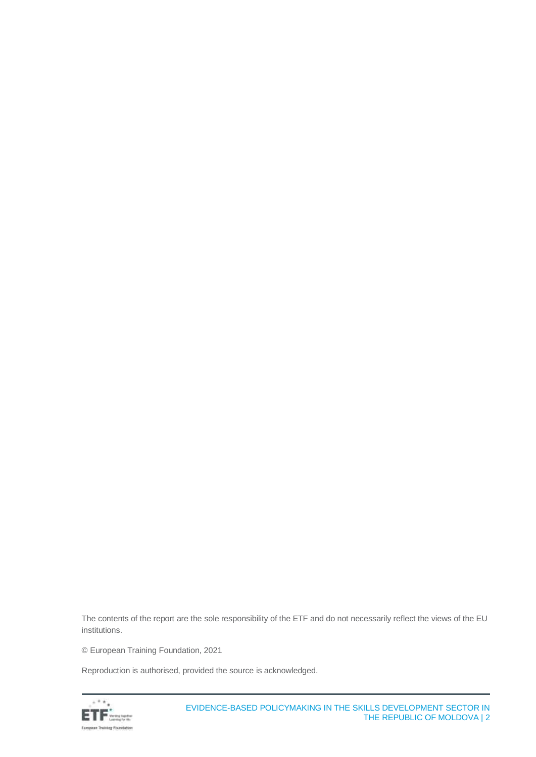The contents of the report are the sole responsibility of the ETF and do not necessarily reflect the views of the EU institutions.

© European Training Foundation, 2021

Reproduction is authorised, provided the source is acknowledged.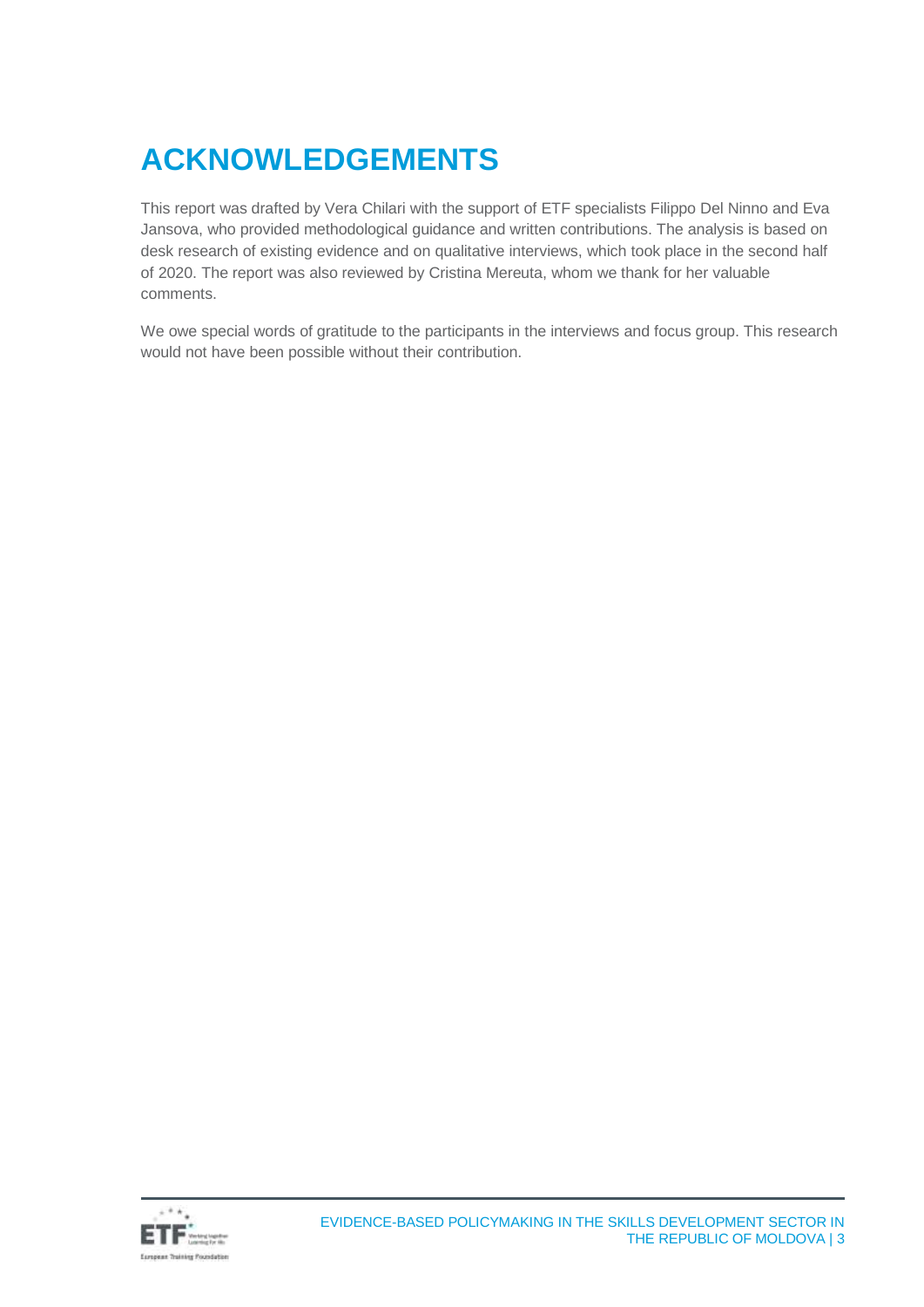# ACKNOWLEDGEMENTS

This report was drafted by Vera Chilari with the support of ETF specialists Filippo Del Ninno and Eva Jansova, who provided methodological guidance and written contributions. The analysis is based on desk research of existing evidence and on qualitative interviews, which took place in the second half of 2020. The report was also reviewed by Cristina Mereuta, whom we thank for her valuable comments.

We owe special words of gratitude to the participants in the interviews and focus group. This research would not have been possible without their contribution.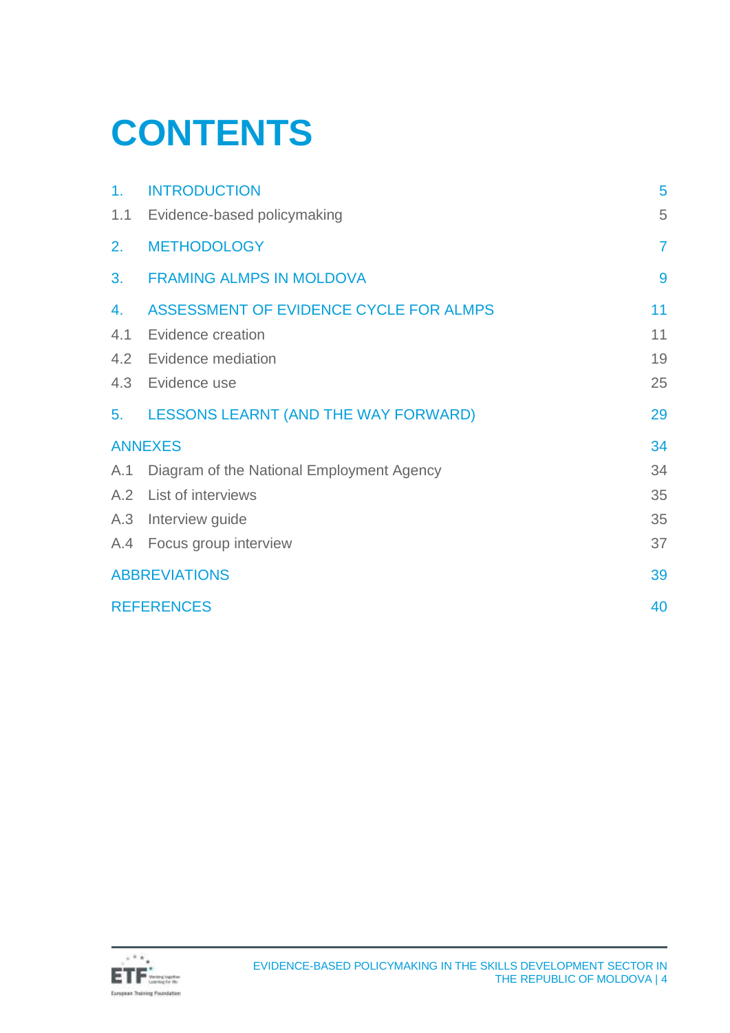# CONTENTS

| | | |
|---|---|---|
| 1. | INTRODUCTION | 5 |
| 1.1 | Evidence-based policymaking | 5 |
| 2. | METHODOLOGY | 7 |
| 3. | FRAMING ALMPS IN MOLDOVA | 9 |
| 4. | ASSESSMENT OF EVIDENCE CYCLE FOR ALMPS | 11 |
| 4.1 | Evidence creation | 11 |
| 4.2 | Evidence mediation | 19 |
| 4.3 | Evidence use | 25 |
| 5. | LESSONS LEARNT (AND THE WAY FORWARD) | 29 |
| ANNEXES | | 34 |
| A.1 | Diagram of the National Employment Agency | 34 |
| A.2 | List of interviews | 35 |
| A.3 | Interview guide | 35 |
| A.4 | Focus group interview | 37 |
| ABBREVIATIONS | | 39 |
| REFERENCES | | 40 |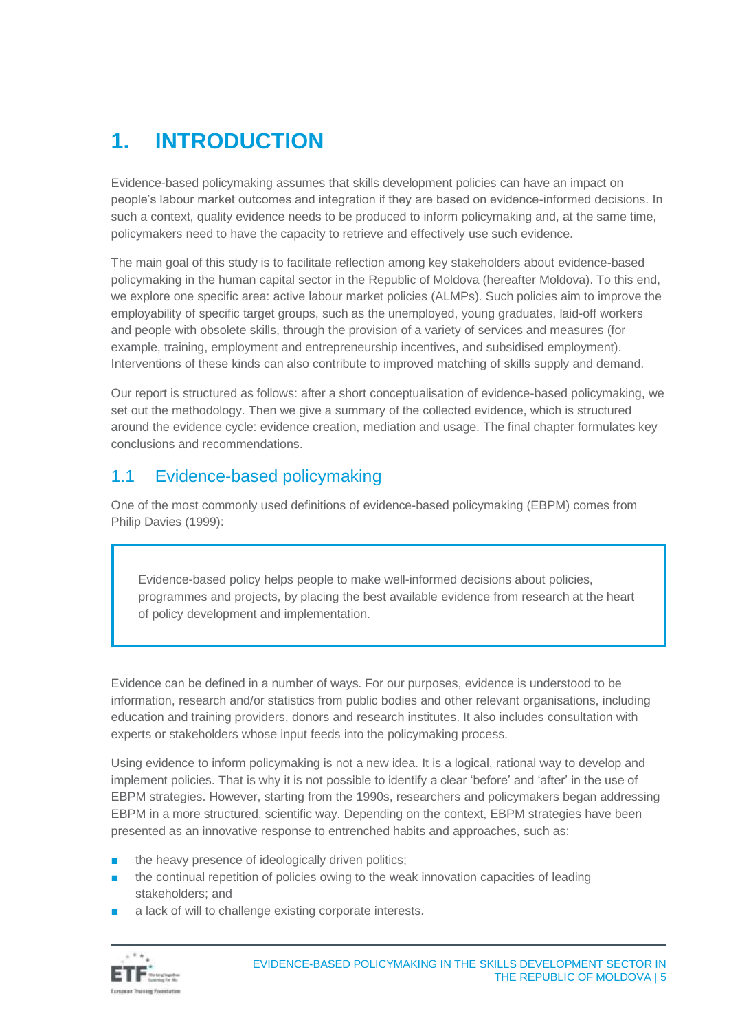# 1. INTRODUCTION

Evidence-based policymaking assumes that skills development policies can have an impact on people's labour market outcomes and integration if they are based on evidence-informed decisions. In such a context, quality evidence needs to be produced to inform policymaking and, at the same time, policymakers need to have the capacity to retrieve and effectively use such evidence.

The main goal of this study is to facilitate reflection among key stakeholders about evidence-based policymaking in the human capital sector in the Republic of Moldova (hereafter Moldova). To this end, we explore one specific area: active labour market policies (ALMPs). Such policies aim to improve the employability of specific target groups, such as the unemployed, young graduates, laid-off workers and people with obsolete skills, through the provision of a variety of services and measures (for example, training, employment and entrepreneurship incentives, and subsidised employment). Interventions of these kinds can also contribute to improved matching of skills supply and demand.

Our report is structured as follows: after a short conceptualisation of evidence-based policymaking, we set out the methodology. Then we give a summary of the collected evidence, which is structured around the evidence cycle: evidence creation, mediation and usage. The final chapter formulates key conclusions and recommendations.

## 1.1 Evidence-based policymaking

One of the most commonly used definitions of evidence-based policymaking (EBPM) comes from Philip Davies (1999):

> Evidence-based policy helps people to make well-informed decisions about policies, programmes and projects, by placing the best available evidence from research at the heart of policy development and implementation.

Evidence can be defined in a number of ways. For our purposes, evidence is understood to be information, research and/or statistics from public bodies and other relevant organisations, including education and training providers, donors and research institutes. It also includes consultation with experts or stakeholders whose input feeds into the policymaking process.

Using evidence to inform policymaking is not a new idea. It is a logical, rational way to develop and implement policies. That is why it is not possible to identify a clear 'before' and 'after' in the use of EBPM strategies. However, starting from the 1990s, researchers and policymakers began addressing EBPM in a more structured, scientific way. Depending on the context, EBPM strategies have been presented as an innovative response to entrenched habits and approaches, such as:

- the heavy presence of ideologically driven politics;
- the continual repetition of policies owing to the weak innovation capacities of leading stakeholders; and
- a lack of will to challenge existing corporate interests.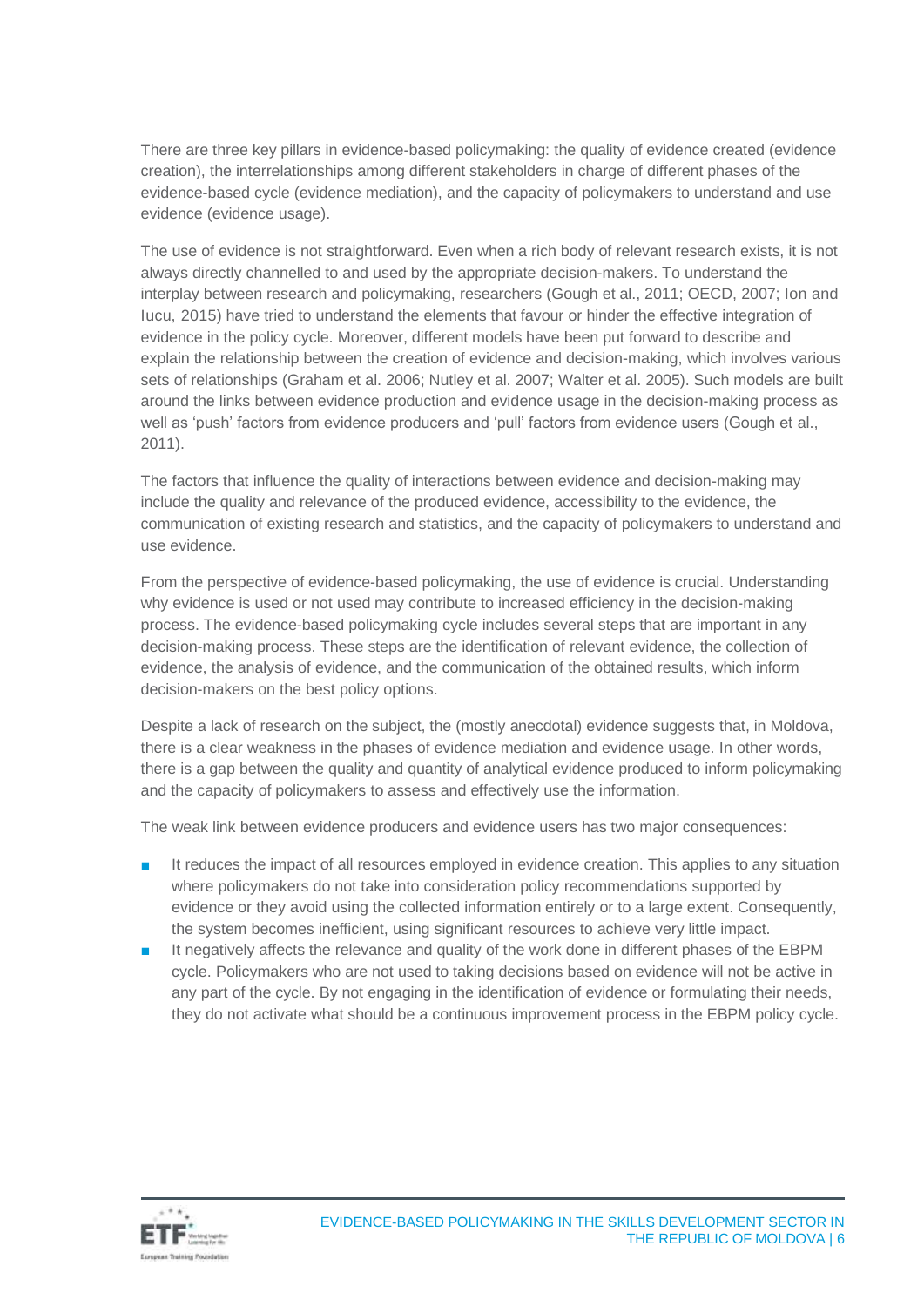There are three key pillars in evidence-based policymaking: the quality of evidence created (evidence creation), the interrelationships among different stakeholders in charge of different phases of the evidence-based cycle (evidence mediation), and the capacity of policymakers to understand and use evidence (evidence usage).

The use of evidence is not straightforward. Even when a rich body of relevant research exists, it is not always directly channelled to and used by the appropriate decision-makers. To understand the interplay between research and policymaking, researchers (Gough et al., 2011; OECD, 2007; Ion and Iucu, 2015) have tried to understand the elements that favour or hinder the effective integration of evidence in the policy cycle. Moreover, different models have been put forward to describe and explain the relationship between the creation of evidence and decision-making, which involves various sets of relationships (Graham et al. 2006; Nutley et al. 2007; Walter et al. 2005). Such models are built around the links between evidence production and evidence usage in the decision-making process as well as 'push' factors from evidence producers and 'pull' factors from evidence users (Gough et al., 2011).

The factors that influence the quality of interactions between evidence and decision-making may include the quality and relevance of the produced evidence, accessibility to the evidence, the communication of existing research and statistics, and the capacity of policymakers to understand and use evidence.

From the perspective of evidence-based policymaking, the use of evidence is crucial. Understanding why evidence is used or not used may contribute to increased efficiency in the decision-making process. The evidence-based policymaking cycle includes several steps that are important in any decision-making process. These steps are the identification of relevant evidence, the collection of evidence, the analysis of evidence, and the communication of the obtained results, which inform decision-makers on the best policy options.

Despite a lack of research on the subject, the (mostly anecdotal) evidence suggests that, in Moldova, there is a clear weakness in the phases of evidence mediation and evidence usage. In other words, there is a gap between the quality and quantity of analytical evidence produced to inform policymaking and the capacity of policymakers to assess and effectively use the information.

The weak link between evidence producers and evidence users has two major consequences:

- It reduces the impact of all resources employed in evidence creation. This applies to any situation where policymakers do not take into consideration policy recommendations supported by evidence or they avoid using the collected information entirely or to a large extent. Consequently, the system becomes inefficient, using significant resources to achieve very little impact.
- It negatively affects the relevance and quality of the work done in different phases of the EBPM cycle. Policymakers who are not used to taking decisions based on evidence will not be active in any part of the cycle. By not engaging in the identification of evidence or formulating their needs, they do not activate what should be a continuous improvement process in the EBPM policy cycle.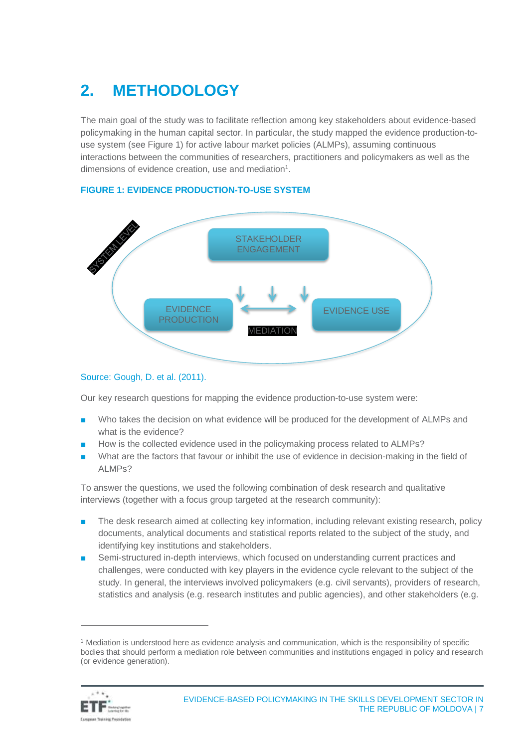# 2. METHODOLOGY

The main goal of the study was to facilitate reflection among key stakeholders about evidence-based policymaking in the human capital sector. In particular, the study mapped the evidence production-to-use system (see Figure 1) for active labour market policies (ALMPs), assuming continuous interactions between the communities of researchers, practitioners and policymakers as well as the dimensions of evidence creation, use and mediation[1].

**FIGURE 1: EVIDENCE PRODUCTION-TO-USE SYSTEM**

SYSTEM LEVEL

STAKEHOLDER ENGAGEMENT

EVIDENCE PRODUCTION

MEDIATION

EVIDENCE USE

Source: Gough, D. et al. (2011).

Our key research questions for mapping the evidence production-to-use system were:

- Who takes the decision on what evidence will be produced for the development of ALMPs and what is the evidence?
- How is the collected evidence used in the policymaking process related to ALMPs?
- What are the factors that favour or inhibit the use of evidence in decision-making in the field of ALMPs?

To answer the questions, we used the following combination of desk research and qualitative interviews (together with a focus group targeted at the research community):

- The desk research aimed at collecting key information, including relevant existing research, policy documents, analytical documents and statistical reports related to the subject of the study, and identifying key institutions and stakeholders.
- Semi-structured in-depth interviews, which focused on understanding current practices and challenges, were conducted with key players in the evidence cycle relevant to the subject of the study. In general, the interviews involved policymakers (e.g. civil servants), providers of research, statistics and analysis (e.g. research institutes and public agencies), and other stakeholders (e.g.

[1] Mediation is understood here as evidence analysis and communication, which is the responsibility of specific bodies that should perform a mediation role between communities and institutions engaged in policy and research (or evidence generation).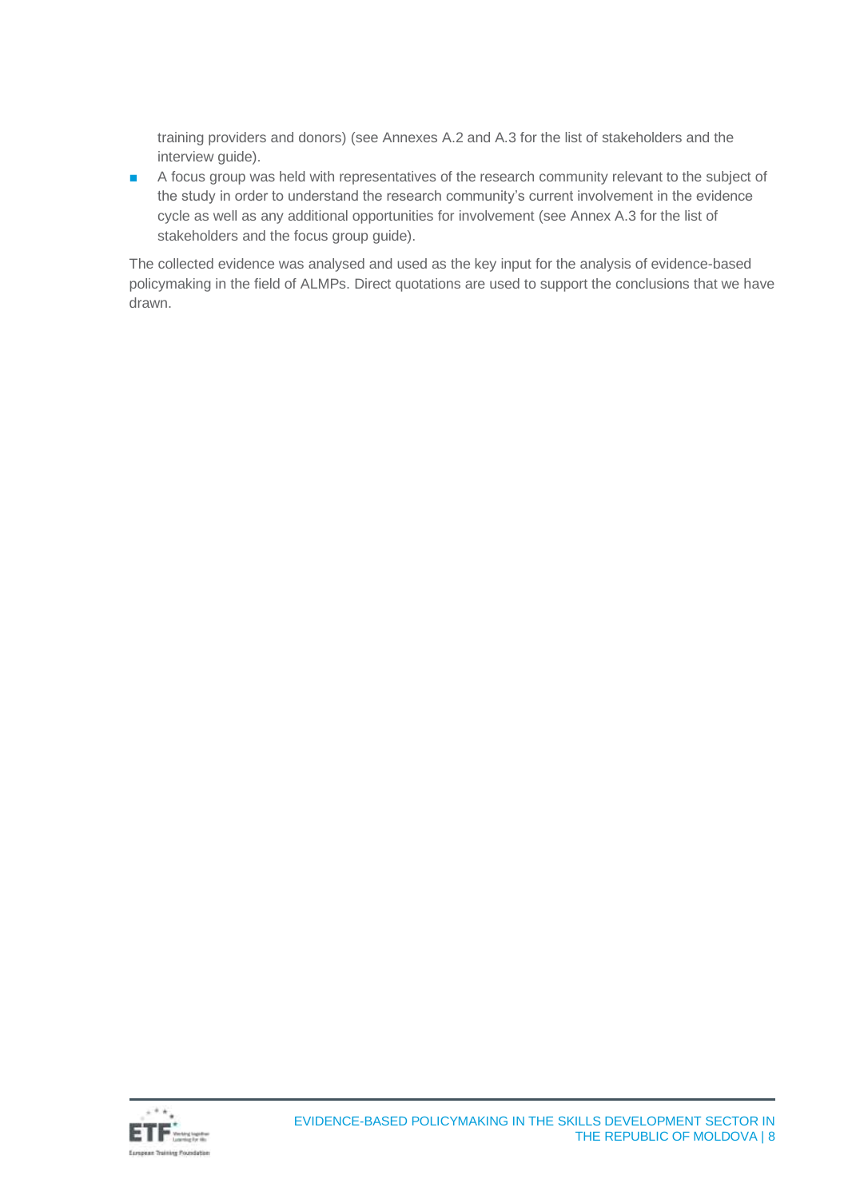training providers and donors) (see Annexes A.2 and A.3 for the list of stakeholders and the interview guide).

- A focus group was held with representatives of the research community relevant to the subject of the study in order to understand the research community's current involvement in the evidence cycle as well as any additional opportunities for involvement (see Annex A.3 for the list of stakeholders and the focus group guide).

The collected evidence was analysed and used as the key input for the analysis of evidence-based policymaking in the field of ALMPs. Direct quotations are used to support the conclusions that we have drawn.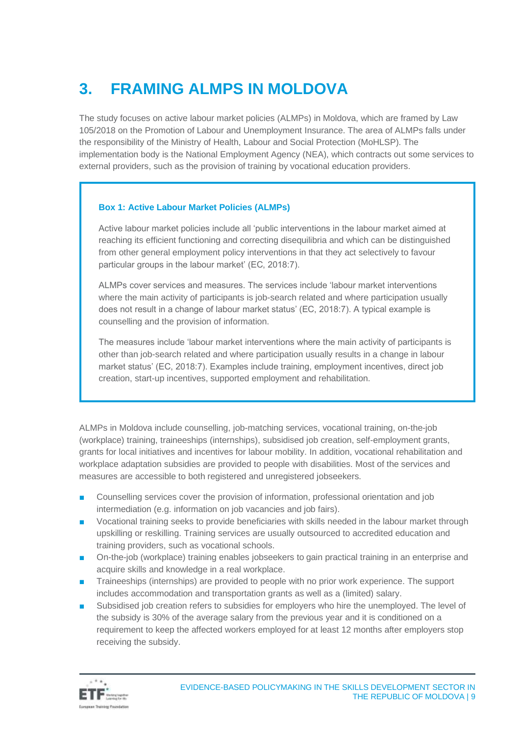# 3. FRAMING ALMPS IN MOLDOVA

The study focuses on active labour market policies (ALMPs) in Moldova, which are framed by Law 105/2018 on the Promotion of Labour and Unemployment Insurance. The area of ALMPs falls under the responsibility of the Ministry of Health, Labour and Social Protection (MoHLSP). The implementation body is the National Employment Agency (NEA), which contracts out some services to external providers, such as the provision of training by vocational education providers.

> **Box 1: Active Labour Market Policies (ALMPs)**
>
> Active labour market policies include all 'public interventions in the labour market aimed at reaching its efficient functioning and correcting disequilibria and which can be distinguished from other general employment policy interventions in that they act selectively to favour particular groups in the labour market' (EC, 2018:7).
>
> ALMPs cover services and measures. The services include 'labour market interventions where the main activity of participants is job-search related and where participation usually does not result in a change of labour market status' (EC, 2018:7). A typical example is counselling and the provision of information.
>
> The measures include 'labour market interventions where the main activity of participants is other than job-search related and where participation usually results in a change in labour market status' (EC, 2018:7). Examples include training, employment incentives, direct job creation, start-up incentives, supported employment and rehabilitation.

ALMPs in Moldova include counselling, job-matching services, vocational training, on-the-job (workplace) training, traineeships (internships), subsidised job creation, self-employment grants, grants for local initiatives and incentives for labour mobility. In addition, vocational rehabilitation and workplace adaptation subsidies are provided to people with disabilities. Most of the services and measures are accessible to both registered and unregistered jobseekers.

- Counselling services cover the provision of information, professional orientation and job intermediation (e.g. information on job vacancies and job fairs).
- Vocational training seeks to provide beneficiaries with skills needed in the labour market through upskilling or reskilling. Training services are usually outsourced to accredited education and training providers, such as vocational schools.
- On-the-job (workplace) training enables jobseekers to gain practical training in an enterprise and acquire skills and knowledge in a real workplace.
- Traineeships (internships) are provided to people with no prior work experience. The support includes accommodation and transportation grants as well as a (limited) salary.
- Subsidised job creation refers to subsidies for employers who hire the unemployed. The level of the subsidy is 30% of the average salary from the previous year and it is conditioned on a requirement to keep the affected workers employed for at least 12 months after employers stop receiving the subsidy.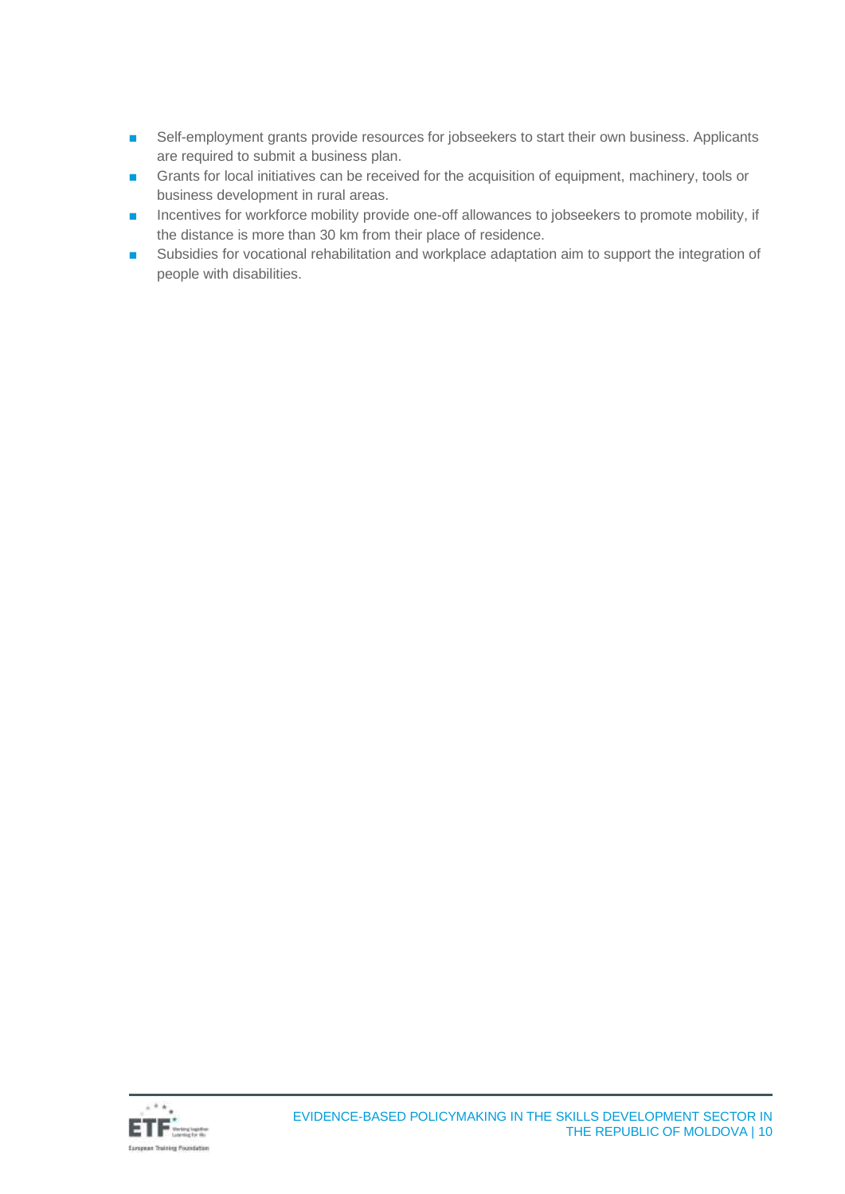- Self-employment grants provide resources for jobseekers to start their own business. Applicants are required to submit a business plan.
- Grants for local initiatives can be received for the acquisition of equipment, machinery, tools or business development in rural areas.
- Incentives for workforce mobility provide one-off allowances to jobseekers to promote mobility, if the distance is more than 30 km from their place of residence.
- Subsidies for vocational rehabilitation and workplace adaptation aim to support the integration of people with disabilities.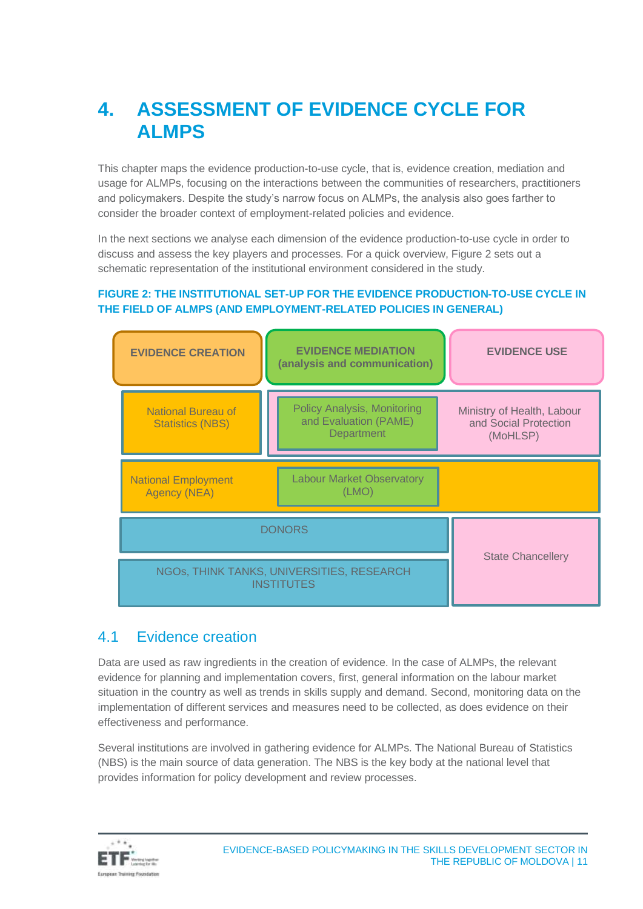# 4. ASSESSMENT OF EVIDENCE CYCLE FOR ALMPS

This chapter maps the evidence production-to-use cycle, that is, evidence creation, mediation and usage for ALMPs, focusing on the interactions between the communities of researchers, practitioners and policymakers. Despite the study's narrow focus on ALMPs, the analysis also goes farther to consider the broader context of employment-related policies and evidence.

In the next sections we analyse each dimension of the evidence production-to-use cycle in order to discuss and assess the key players and processes. For a quick overview, Figure 2 sets out a schematic representation of the institutional environment considered in the study.

**FIGURE 2: THE INSTITUTIONAL SET-UP FOR THE EVIDENCE PRODUCTION-TO-USE CYCLE IN THE FIELD OF ALMPS (AND EMPLOYMENT-RELATED POLICIES IN GENERAL)**

| EVIDENCE CREATION | EVIDENCE MEDIATION (analysis and communication) | EVIDENCE USE |
|---|---|---|
| National Bureau of Statistics (NBS) | Policy Analysis, Monitoring and Evaluation (PAME) Department | Ministry of Health, Labour and Social Protection (MoHLSP) |
| National Employment Agency (NEA) | Labour Market Observatory (LMO) | |
| DONORS | | State Chancellery |
| NGOs, THINK TANKS, UNIVERSITIES, RESEARCH INSTITUTES | | |

## 4.1 Evidence creation

Data are used as raw ingredients in the creation of evidence. In the case of ALMPs, the relevant evidence for planning and implementation covers, first, general information on the labour market situation in the country as well as trends in skills supply and demand. Second, monitoring data on the implementation of different services and measures need to be collected, as does evidence on their effectiveness and performance.

Several institutions are involved in gathering evidence for ALMPs. The National Bureau of Statistics (NBS) is the main source of data generation. The NBS is the key body at the national level that provides information for policy development and review processes.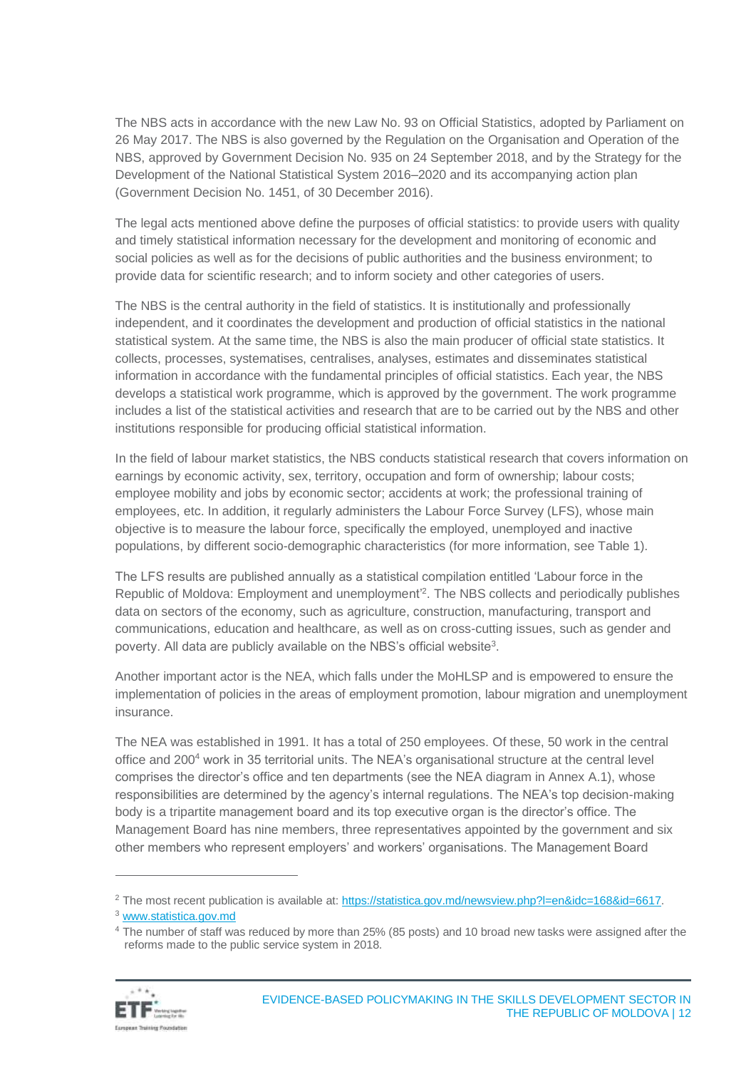The NBS acts in accordance with the new Law No. 93 on Official Statistics, adopted by Parliament on 26 May 2017. The NBS is also governed by the Regulation on the Organisation and Operation of the NBS, approved by Government Decision No. 935 on 24 September 2018, and by the Strategy for the Development of the National Statistical System 2016–2020 and its accompanying action plan (Government Decision No. 1451, of 30 December 2016).

The legal acts mentioned above define the purposes of official statistics: to provide users with quality and timely statistical information necessary for the development and monitoring of economic and social policies as well as for the decisions of public authorities and the business environment; to provide data for scientific research; and to inform society and other categories of users.

The NBS is the central authority in the field of statistics. It is institutionally and professionally independent, and it coordinates the development and production of official statistics in the national statistical system. At the same time, the NBS is also the main producer of official state statistics. It collects, processes, systematises, centralises, analyses, estimates and disseminates statistical information in accordance with the fundamental principles of official statistics. Each year, the NBS develops a statistical work programme, which is approved by the government. The work programme includes a list of the statistical activities and research that are to be carried out by the NBS and other institutions responsible for producing official statistical information.

In the field of labour market statistics, the NBS conducts statistical research that covers information on earnings by economic activity, sex, territory, occupation and form of ownership; labour costs; employee mobility and jobs by economic sector; accidents at work; the professional training of employees, etc. In addition, it regularly administers the Labour Force Survey (LFS), whose main objective is to measure the labour force, specifically the employed, unemployed and inactive populations, by different socio-demographic characteristics (for more information, see Table 1).

The LFS results are published annually as a statistical compilation entitled 'Labour force in the Republic of Moldova: Employment and unemployment'[2]. The NBS collects and periodically publishes data on sectors of the economy, such as agriculture, construction, manufacturing, transport and communications, education and healthcare, as well as on cross-cutting issues, such as gender and poverty. All data are publicly available on the NBS's official website[3].

Another important actor is the NEA, which falls under the MoHLSP and is empowered to ensure the implementation of policies in the areas of employment promotion, labour migration and unemployment insurance.

The NEA was established in 1991. It has a total of 250 employees. Of these, 50 work in the central office and 200[4] work in 35 territorial units. The NEA's organisational structure at the central level comprises the director's office and ten departments (see the NEA diagram in Annex A.1), whose responsibilities are determined by the agency's internal regulations. The NEA's top decision-making body is a tripartite management board and its top executive organ is the director's office. The Management Board has nine members, three representatives appointed by the government and six other members who represent employers' and workers' organisations. The Management Board

---

[2] The most recent publication is available at: https://statistica.gov.md/newsview.php?l=en&idc=168&id=6617.

[3] www.statistica.gov.md

[4] The number of staff was reduced by more than 25% (85 posts) and 10 broad new tasks were assigned after the reforms made to the public service system in 2018.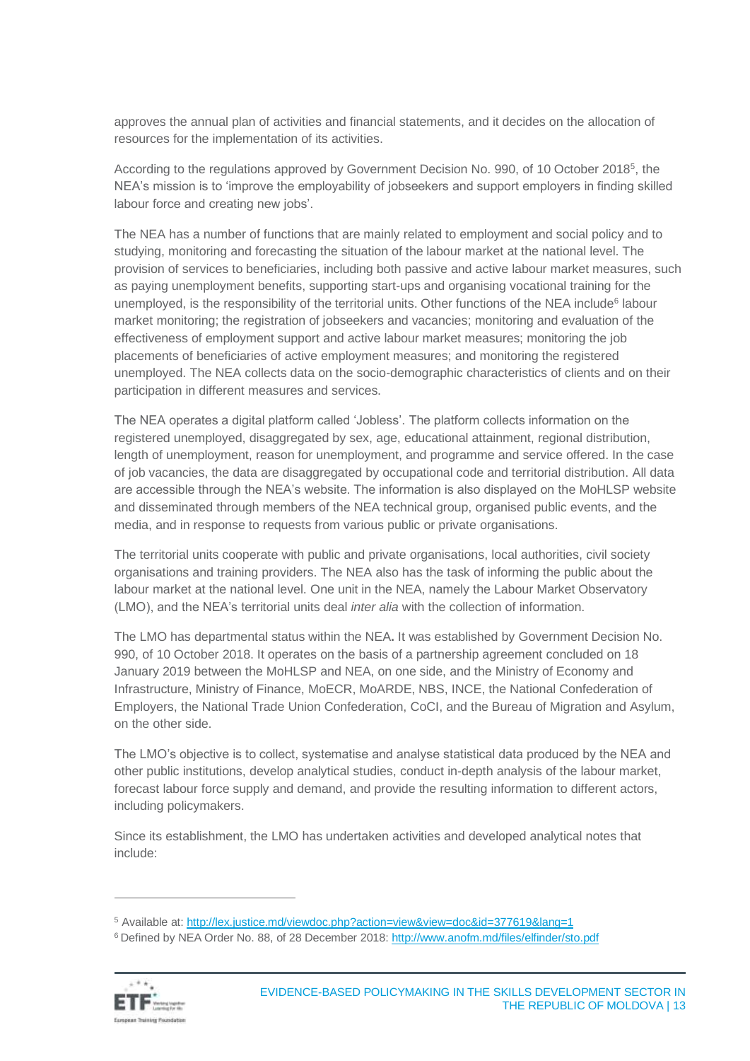approves the annual plan of activities and financial statements, and it decides on the allocation of resources for the implementation of its activities.

According to the regulations approved by Government Decision No. 990, of 10 October 2018[5], the NEA's mission is to 'improve the employability of jobseekers and support employers in finding skilled labour force and creating new jobs'.

The NEA has a number of functions that are mainly related to employment and social policy and to studying, monitoring and forecasting the situation of the labour market at the national level. The provision of services to beneficiaries, including both passive and active labour market measures, such as paying unemployment benefits, supporting start-ups and organising vocational training for the unemployed, is the responsibility of the territorial units. Other functions of the NEA include[6] labour market monitoring; the registration of jobseekers and vacancies; monitoring and evaluation of the effectiveness of employment support and active labour market measures; monitoring the job placements of beneficiaries of active employment measures; and monitoring the registered unemployed. The NEA collects data on the socio-demographic characteristics of clients and on their participation in different measures and services.

The NEA operates a digital platform called 'Jobless'. The platform collects information on the registered unemployed, disaggregated by sex, age, educational attainment, regional distribution, length of unemployment, reason for unemployment, and programme and service offered. In the case of job vacancies, the data are disaggregated by occupational code and territorial distribution. All data are accessible through the NEA's website. The information is also displayed on the MoHLSP website and disseminated through members of the NEA technical group, organised public events, and the media, and in response to requests from various public or private organisations.

The territorial units cooperate with public and private organisations, local authorities, civil society organisations and training providers. The NEA also has the task of informing the public about the labour market at the national level. One unit in the NEA, namely the Labour Market Observatory (LMO), and the NEA's territorial units deal *inter alia* with the collection of information.

The LMO has departmental status within the NEA**.** It was established by Government Decision No. 990, of 10 October 2018. It operates on the basis of a partnership agreement concluded on 18 January 2019 between the MoHLSP and NEA, on one side, and the Ministry of Economy and Infrastructure, Ministry of Finance, MoECR, MoARDE, NBS, INCE, the National Confederation of Employers, the National Trade Union Confederation, CoCI, and the Bureau of Migration and Asylum, on the other side.

The LMO's objective is to collect, systematise and analyse statistical data produced by the NEA and other public institutions, develop analytical studies, conduct in-depth analysis of the labour market, forecast labour force supply and demand, and provide the resulting information to different actors, including policymakers.

Since its establishment, the LMO has undertaken activities and developed analytical notes that include:

---

[5] Available at: http://lex.justice.md/viewdoc.php?action=view&view=doc&id=377619&lang=1

[6] Defined by NEA Order No. 88, of 28 December 2018: http://www.anofm.md/files/elfinder/sto.pdf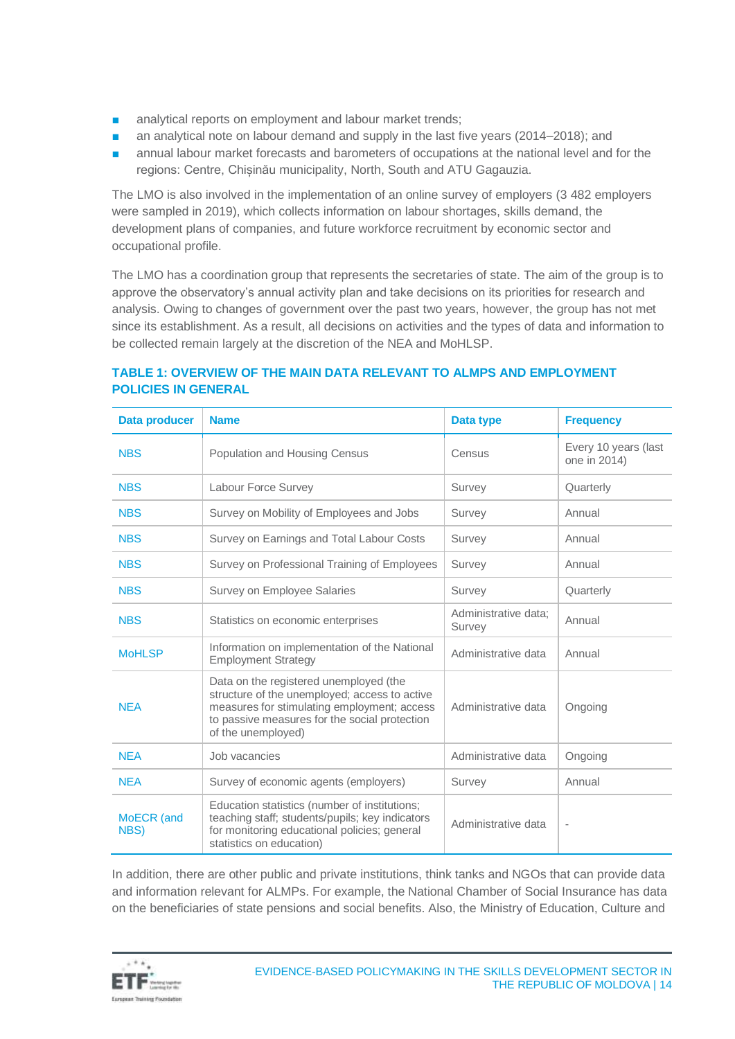- analytical reports on employment and labour market trends;
- an analytical note on labour demand and supply in the last five years (2014–2018); and
- annual labour market forecasts and barometers of occupations at the national level and for the regions: Centre, Chișinău municipality, North, South and ATU Gagauzia.

The LMO is also involved in the implementation of an online survey of employers (3 482 employers were sampled in 2019), which collects information on labour shortages, skills demand, the development plans of companies, and future workforce recruitment by economic sector and occupational profile.

The LMO has a coordination group that represents the secretaries of state. The aim of the group is to approve the observatory's annual activity plan and take decisions on its priorities for research and analysis. Owing to changes of government over the past two years, however, the group has not met since its establishment. As a result, all decisions on activities and the types of data and information to be collected remain largely at the discretion of the NEA and MoHLSP.

**TABLE 1: OVERVIEW OF THE MAIN DATA RELEVANT TO ALMPS AND EMPLOYMENT POLICIES IN GENERAL**

| Data producer | Name | Data type | Frequency |
|---|---|---|---|
| NBS | Population and Housing Census | Census | Every 10 years (last one in 2014) |
| NBS | Labour Force Survey | Survey | Quarterly |
| NBS | Survey on Mobility of Employees and Jobs | Survey | Annual |
| NBS | Survey on Earnings and Total Labour Costs | Survey | Annual |
| NBS | Survey on Professional Training of Employees | Survey | Annual |
| NBS | Survey on Employee Salaries | Survey | Quarterly |
| NBS | Statistics on economic enterprises | Administrative data; Survey | Annual |
| MoHLSP | Information on implementation of the National Employment Strategy | Administrative data | Annual |
| NEA | Data on the registered unemployed (the structure of the unemployed; access to active measures for stimulating employment; access to passive measures for the social protection of the unemployed) | Administrative data | Ongoing |
| NEA | Job vacancies | Administrative data | Ongoing |
| NEA | Survey of economic agents (employers) | Survey | Annual |
| MoECR (and NBS) | Education statistics (number of institutions; teaching staff; students/pupils; key indicators for monitoring educational policies; general statistics on education) | Administrative data | - |

In addition, there are other public and private institutions, think tanks and NGOs that can provide data and information relevant for ALMPs. For example, the National Chamber of Social Insurance has data on the beneficiaries of state pensions and social benefits. Also, the Ministry of Education, Culture and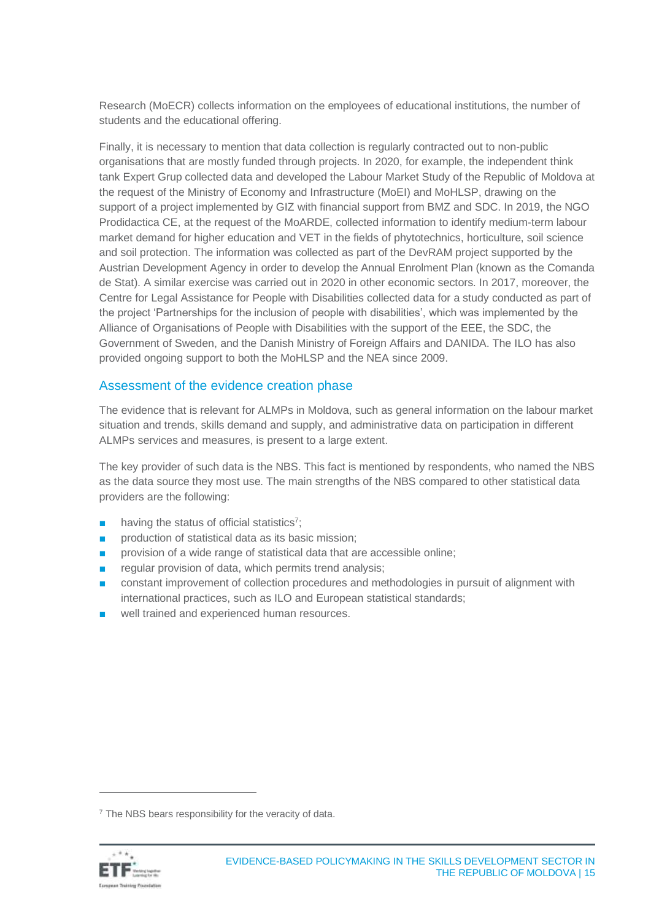Research (MoECR) collects information on the employees of educational institutions, the number of students and the educational offering.

Finally, it is necessary to mention that data collection is regularly contracted out to non-public organisations that are mostly funded through projects. In 2020, for example, the independent think tank Expert Grup collected data and developed the Labour Market Study of the Republic of Moldova at the request of the Ministry of Economy and Infrastructure (MoEI) and MoHLSP, drawing on the support of a project implemented by GIZ with financial support from BMZ and SDC. In 2019, the NGO Prodidactica CE, at the request of the MoARDE, collected information to identify medium-term labour market demand for higher education and VET in the fields of phytotechnics, horticulture, soil science and soil protection. The information was collected as part of the DevRAM project supported by the Austrian Development Agency in order to develop the Annual Enrolment Plan (known as the Comanda de Stat). A similar exercise was carried out in 2020 in other economic sectors. In 2017, moreover, the Centre for Legal Assistance for People with Disabilities collected data for a study conducted as part of the project 'Partnerships for the inclusion of people with disabilities', which was implemented by the Alliance of Organisations of People with Disabilities with the support of the EEE, the SDC, the Government of Sweden, and the Danish Ministry of Foreign Affairs and DANIDA. The ILO has also provided ongoing support to both the MoHLSP and the NEA since 2009.

## Assessment of the evidence creation phase

The evidence that is relevant for ALMPs in Moldova, such as general information on the labour market situation and trends, skills demand and supply, and administrative data on participation in different ALMPs services and measures, is present to a large extent.

The key provider of such data is the NBS. This fact is mentioned by respondents, who named the NBS as the data source they most use. The main strengths of the NBS compared to other statistical data providers are the following:

- having the status of official statistics[7];
- production of statistical data as its basic mission;
- provision of a wide range of statistical data that are accessible online;
- regular provision of data, which permits trend analysis;
- constant improvement of collection procedures and methodologies in pursuit of alignment with international practices, such as ILO and European statistical standards;
- well trained and experienced human resources.

[7] The NBS bears responsibility for the veracity of data.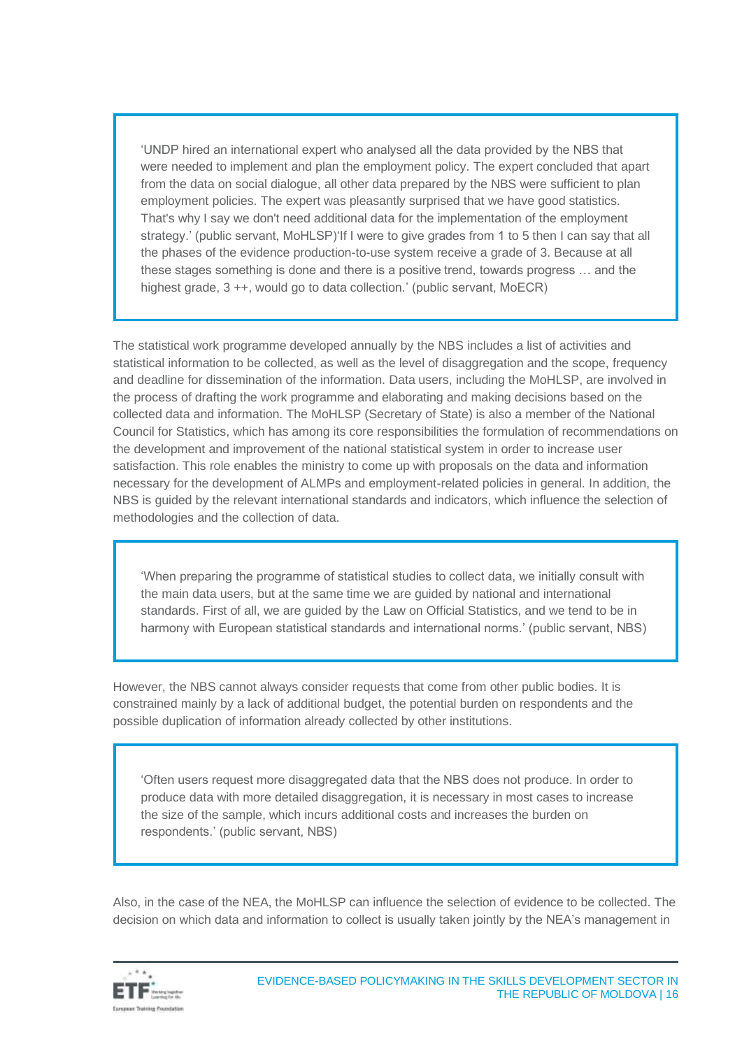> ‘UNDP hired an international expert who analysed all the data provided by the NBS that were needed to implement and plan the employment policy. The expert concluded that apart from the data on social dialogue, all other data prepared by the NBS were sufficient to plan employment policies. The expert was pleasantly surprised that we have good statistics. That's why I say we don't need additional data for the implementation of the employment strategy.’ (public servant, MoHLSP)‘If I were to give grades from 1 to 5 then I can say that all the phases of the evidence production-to-use system receive a grade of 3. Because at all these stages something is done and there is a positive trend, towards progress … and the highest grade, 3 ++, would go to data collection.’ (public servant, MoECR)

The statistical work programme developed annually by the NBS includes a list of activities and statistical information to be collected, as well as the level of disaggregation and the scope, frequency and deadline for dissemination of the information. Data users, including the MoHLSP, are involved in the process of drafting the work programme and elaborating and making decisions based on the collected data and information. The MoHLSP (Secretary of State) is also a member of the National Council for Statistics, which has among its core responsibilities the formulation of recommendations on the development and improvement of the national statistical system in order to increase user satisfaction. This role enables the ministry to come up with proposals on the data and information necessary for the development of ALMPs and employment-related policies in general. In addition, the NBS is guided by the relevant international standards and indicators, which influence the selection of methodologies and the collection of data.

> ‘When preparing the programme of statistical studies to collect data, we initially consult with the main data users, but at the same time we are guided by national and international standards. First of all, we are guided by the Law on Official Statistics, and we tend to be in harmony with European statistical standards and international norms.’ (public servant, NBS)

However, the NBS cannot always consider requests that come from other public bodies. It is constrained mainly by a lack of additional budget, the potential burden on respondents and the possible duplication of information already collected by other institutions.

> ‘Often users request more disaggregated data that the NBS does not produce. In order to produce data with more detailed disaggregation, it is necessary in most cases to increase the size of the sample, which incurs additional costs and increases the burden on respondents.’ (public servant, NBS)

Also, in the case of the NEA, the MoHLSP can influence the selection of evidence to be collected. The decision on which data and information to collect is usually taken jointly by the NEA’s management in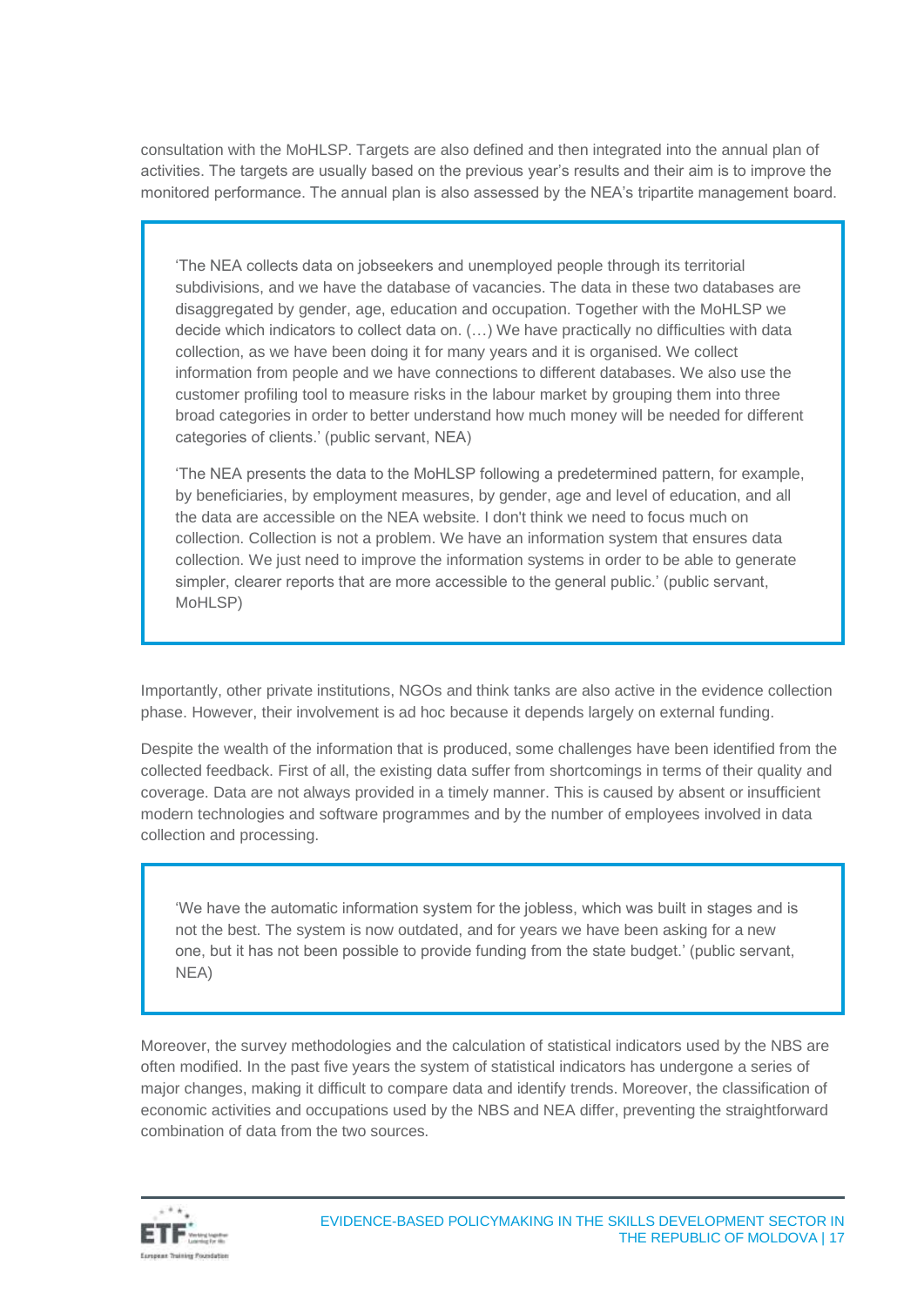consultation with the MoHLSP. Targets are also defined and then integrated into the annual plan of activities. The targets are usually based on the previous year's results and their aim is to improve the monitored performance. The annual plan is also assessed by the NEA's tripartite management board.

> 'The NEA collects data on jobseekers and unemployed people through its territorial subdivisions, and we have the database of vacancies. The data in these two databases are disaggregated by gender, age, education and occupation. Together with the MoHLSP we decide which indicators to collect data on. (…) We have practically no difficulties with data collection, as we have been doing it for many years and it is organised. We collect information from people and we have connections to different databases. We also use the customer profiling tool to measure risks in the labour market by grouping them into three broad categories in order to better understand how much money will be needed for different categories of clients.' (public servant, NEA)
>
> 'The NEA presents the data to the MoHLSP following a predetermined pattern, for example, by beneficiaries, by employment measures, by gender, age and level of education, and all the data are accessible on the NEA website. I don't think we need to focus much on collection. Collection is not a problem. We have an information system that ensures data collection. We just need to improve the information systems in order to be able to generate simpler, clearer reports that are more accessible to the general public.' (public servant, MoHLSP)

Importantly, other private institutions, NGOs and think tanks are also active in the evidence collection phase. However, their involvement is ad hoc because it depends largely on external funding.

Despite the wealth of the information that is produced, some challenges have been identified from the collected feedback. First of all, the existing data suffer from shortcomings in terms of their quality and coverage. Data are not always provided in a timely manner. This is caused by absent or insufficient modern technologies and software programmes and by the number of employees involved in data collection and processing.

> 'We have the automatic information system for the jobless, which was built in stages and is not the best. The system is now outdated, and for years we have been asking for a new one, but it has not been possible to provide funding from the state budget.' (public servant, NEA)

Moreover, the survey methodologies and the calculation of statistical indicators used by the NBS are often modified. In the past five years the system of statistical indicators has undergone a series of major changes, making it difficult to compare data and identify trends. Moreover, the classification of economic activities and occupations used by the NBS and NEA differ, preventing the straightforward combination of data from the two sources.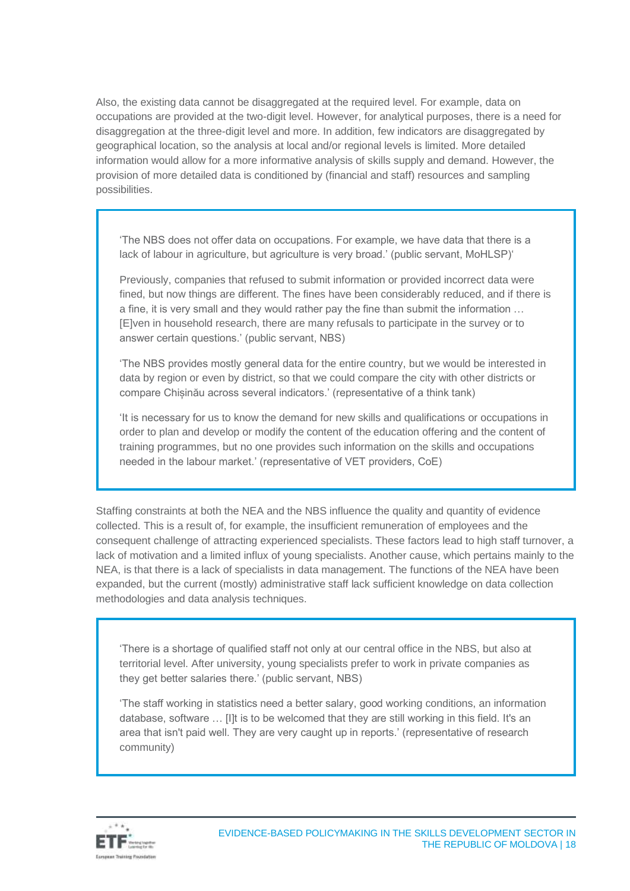Also, the existing data cannot be disaggregated at the required level. For example, data on occupations are provided at the two-digit level. However, for analytical purposes, there is a need for disaggregation at the three-digit level and more. In addition, few indicators are disaggregated by geographical location, so the analysis at local and/or regional levels is limited. More detailed information would allow for a more informative analysis of skills supply and demand. However, the provision of more detailed data is conditioned by (financial and staff) resources and sampling possibilities.

> 'The NBS does not offer data on occupations. For example, we have data that there is a lack of labour in agriculture, but agriculture is very broad.' (public servant, MoHLSP)'
>
> Previously, companies that refused to submit information or provided incorrect data were fined, but now things are different. The fines have been considerably reduced, and if there is a fine, it is very small and they would rather pay the fine than submit the information … [E]ven in household research, there are many refusals to participate in the survey or to answer certain questions.' (public servant, NBS)
>
> 'The NBS provides mostly general data for the entire country, but we would be interested in data by region or even by district, so that we could compare the city with other districts or compare Chișinău across several indicators.' (representative of a think tank)
>
> 'It is necessary for us to know the demand for new skills and qualifications or occupations in order to plan and develop or modify the content of the education offering and the content of training programmes, but no one provides such information on the skills and occupations needed in the labour market.' (representative of VET providers, CoE)

Staffing constraints at both the NEA and the NBS influence the quality and quantity of evidence collected. This is a result of, for example, the insufficient remuneration of employees and the consequent challenge of attracting experienced specialists. These factors lead to high staff turnover, a lack of motivation and a limited influx of young specialists. Another cause, which pertains mainly to the NEA, is that there is a lack of specialists in data management. The functions of the NEA have been expanded, but the current (mostly) administrative staff lack sufficient knowledge on data collection methodologies and data analysis techniques.

> 'There is a shortage of qualified staff not only at our central office in the NBS, but also at territorial level. After university, young specialists prefer to work in private companies as they get better salaries there.' (public servant, NBS)
>
> 'The staff working in statistics need a better salary, good working conditions, an information database, software … [I]t is to be welcomed that they are still working in this field. It's an area that isn't paid well. They are very caught up in reports.' (representative of research community)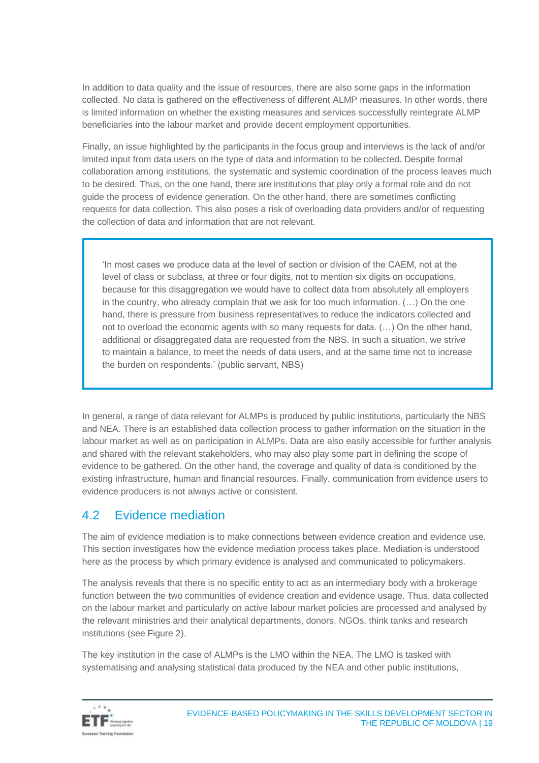In addition to data quality and the issue of resources, there are also some gaps in the information collected. No data is gathered on the effectiveness of different ALMP measures. In other words, there is limited information on whether the existing measures and services successfully reintegrate ALMP beneficiaries into the labour market and provide decent employment opportunities.

Finally, an issue highlighted by the participants in the focus group and interviews is the lack of and/or limited input from data users on the type of data and information to be collected. Despite formal collaboration among institutions, the systematic and systemic coordination of the process leaves much to be desired. Thus, on the one hand, there are institutions that play only a formal role and do not guide the process of evidence generation. On the other hand, there are sometimes conflicting requests for data collection. This also poses a risk of overloading data providers and/or of requesting the collection of data and information that are not relevant.

> 'In most cases we produce data at the level of section or division of the CAEM, not at the level of class or subclass, at three or four digits, not to mention six digits on occupations, because for this disaggregation we would have to collect data from absolutely all employers in the country, who already complain that we ask for too much information. (…) On the one hand, there is pressure from business representatives to reduce the indicators collected and not to overload the economic agents with so many requests for data. (…) On the other hand, additional or disaggregated data are requested from the NBS. In such a situation, we strive to maintain a balance, to meet the needs of data users, and at the same time not to increase the burden on respondents.' (public servant, NBS)

In general, a range of data relevant for ALMPs is produced by public institutions, particularly the NBS and NEA. There is an established data collection process to gather information on the situation in the labour market as well as on participation in ALMPs. Data are also easily accessible for further analysis and shared with the relevant stakeholders, who may also play some part in defining the scope of evidence to be gathered. On the other hand, the coverage and quality of data is conditioned by the existing infrastructure, human and financial resources. Finally, communication from evidence users to evidence producers is not always active or consistent.

## 4.2 Evidence mediation

The aim of evidence mediation is to make connections between evidence creation and evidence use. This section investigates how the evidence mediation process takes place. Mediation is understood here as the process by which primary evidence is analysed and communicated to policymakers.

The analysis reveals that there is no specific entity to act as an intermediary body with a brokerage function between the two communities of evidence creation and evidence usage. Thus, data collected on the labour market and particularly on active labour market policies are processed and analysed by the relevant ministries and their analytical departments, donors, NGOs, think tanks and research institutions (see Figure 2).

The key institution in the case of ALMPs is the LMO within the NEA. The LMO is tasked with systematising and analysing statistical data produced by the NEA and other public institutions,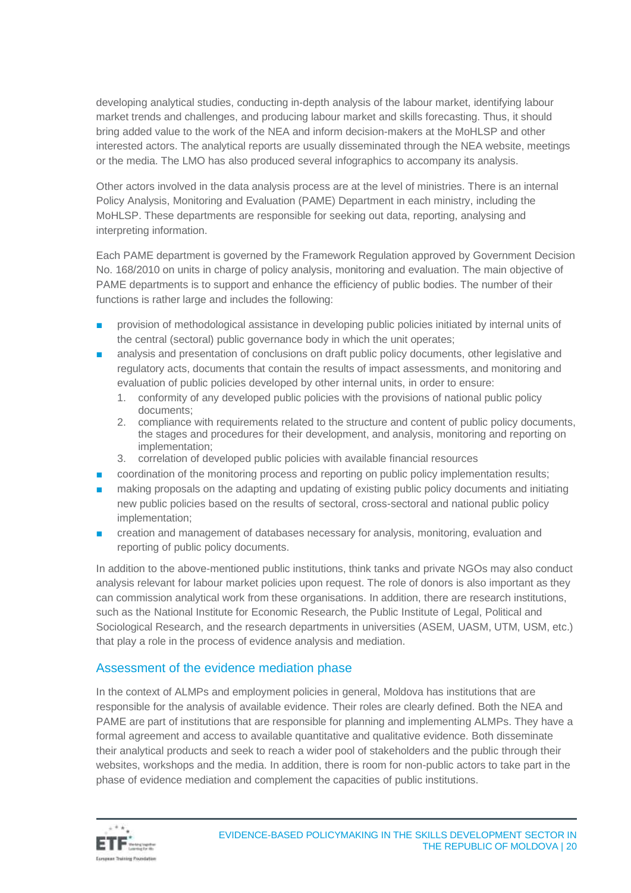developing analytical studies, conducting in-depth analysis of the labour market, identifying labour market trends and challenges, and producing labour market and skills forecasting. Thus, it should bring added value to the work of the NEA and inform decision-makers at the MoHLSP and other interested actors. The analytical reports are usually disseminated through the NEA website, meetings or the media. The LMO has also produced several infographics to accompany its analysis.

Other actors involved in the data analysis process are at the level of ministries. There is an internal Policy Analysis, Monitoring and Evaluation (PAME) Department in each ministry, including the MoHLSP. These departments are responsible for seeking out data, reporting, analysing and interpreting information.

Each PAME department is governed by the Framework Regulation approved by Government Decision No. 168/2010 on units in charge of policy analysis, monitoring and evaluation. The main objective of PAME departments is to support and enhance the efficiency of public bodies. The number of their functions is rather large and includes the following:

- provision of methodological assistance in developing public policies initiated by internal units of the central (sectoral) public governance body in which the unit operates;
- analysis and presentation of conclusions on draft public policy documents, other legislative and regulatory acts, documents that contain the results of impact assessments, and monitoring and evaluation of public policies developed by other internal units, in order to ensure:
  1. conformity of any developed public policies with the provisions of national public policy documents;
  2. compliance with requirements related to the structure and content of public policy documents, the stages and procedures for their development, and analysis, monitoring and reporting on implementation;
  3. correlation of developed public policies with available financial resources
- coordination of the monitoring process and reporting on public policy implementation results;
- making proposals on the adapting and updating of existing public policy documents and initiating new public policies based on the results of sectoral, cross-sectoral and national public policy implementation;
- creation and management of databases necessary for analysis, monitoring, evaluation and reporting of public policy documents.

In addition to the above-mentioned public institutions, think tanks and private NGOs may also conduct analysis relevant for labour market policies upon request. The role of donors is also important as they can commission analytical work from these organisations. In addition, there are research institutions, such as the National Institute for Economic Research, the Public Institute of Legal, Political and Sociological Research, and the research departments in universities (ASEM, UASM, UTM, USM, etc.) that play a role in the process of evidence analysis and mediation.

### Assessment of the evidence mediation phase

In the context of ALMPs and employment policies in general, Moldova has institutions that are responsible for the analysis of available evidence. Their roles are clearly defined. Both the NEA and PAME are part of institutions that are responsible for planning and implementing ALMPs. They have a formal agreement and access to available quantitative and qualitative evidence. Both disseminate their analytical products and seek to reach a wider pool of stakeholders and the public through their websites, workshops and the media. In addition, there is room for non-public actors to take part in the phase of evidence mediation and complement the capacities of public institutions.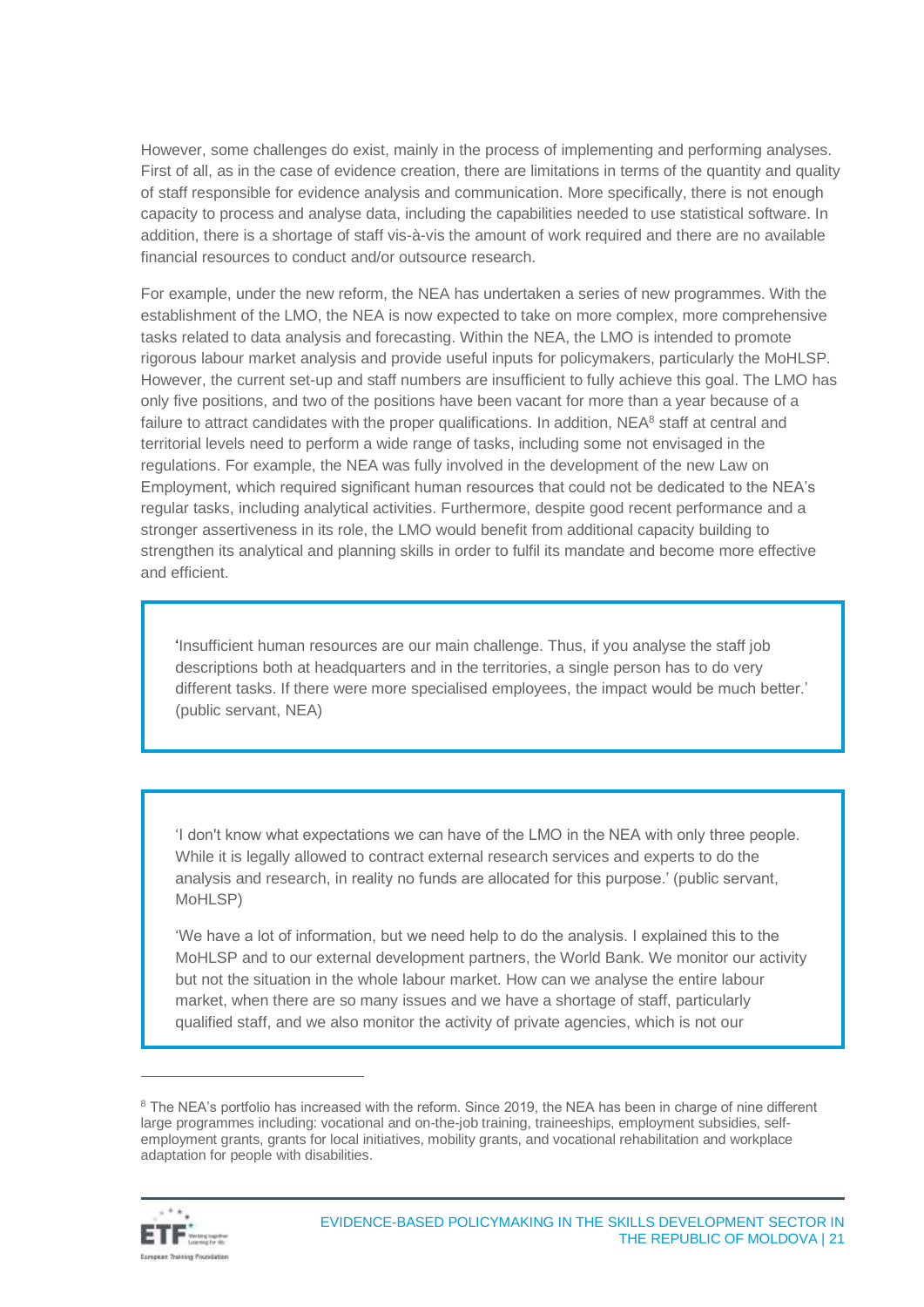However, some challenges do exist, mainly in the process of implementing and performing analyses. First of all, as in the case of evidence creation, there are limitations in terms of the quantity and quality of staff responsible for evidence analysis and communication. More specifically, there is not enough capacity to process and analyse data, including the capabilities needed to use statistical software. In addition, there is a shortage of staff vis-à-vis the amount of work required and there are no available financial resources to conduct and/or outsource research.

For example, under the new reform, the NEA has undertaken a series of new programmes. With the establishment of the LMO, the NEA is now expected to take on more complex, more comprehensive tasks related to data analysis and forecasting. Within the NEA, the LMO is intended to promote rigorous labour market analysis and provide useful inputs for policymakers, particularly the MoHLSP. However, the current set-up and staff numbers are insufficient to fully achieve this goal. The LMO has only five positions, and two of the positions have been vacant for more than a year because of a failure to attract candidates with the proper qualifications. In addition, NEA[8] staff at central and territorial levels need to perform a wide range of tasks, including some not envisaged in the regulations. For example, the NEA was fully involved in the development of the new Law on Employment, which required significant human resources that could not be dedicated to the NEA's regular tasks, including analytical activities. Furthermore, despite good recent performance and a stronger assertiveness in its role, the LMO would benefit from additional capacity building to strengthen its analytical and planning skills in order to fulfil its mandate and become more effective and efficient.

> 'Insufficient human resources are our main challenge. Thus, if you analyse the staff job descriptions both at headquarters and in the territories, a single person has to do very different tasks. If there were more specialised employees, the impact would be much better.' (public servant, NEA)

> 'I don't know what expectations we can have of the LMO in the NEA with only three people. While it is legally allowed to contract external research services and experts to do the analysis and research, in reality no funds are allocated for this purpose.' (public servant, MoHLSP)
>
> 'We have a lot of information, but we need help to do the analysis. I explained this to the MoHLSP and to our external development partners, the World Bank. We monitor our activity but not the situation in the whole labour market. How can we analyse the entire labour market, when there are so many issues and we have a shortage of staff, particularly qualified staff, and we also monitor the activity of private agencies, which is not our

[8] The NEA's portfolio has increased with the reform. Since 2019, the NEA has been in charge of nine different large programmes including: vocational and on-the-job training, traineeships, employment subsidies, self-employment grants, grants for local initiatives, mobility grants, and vocational rehabilitation and workplace adaptation for people with disabilities.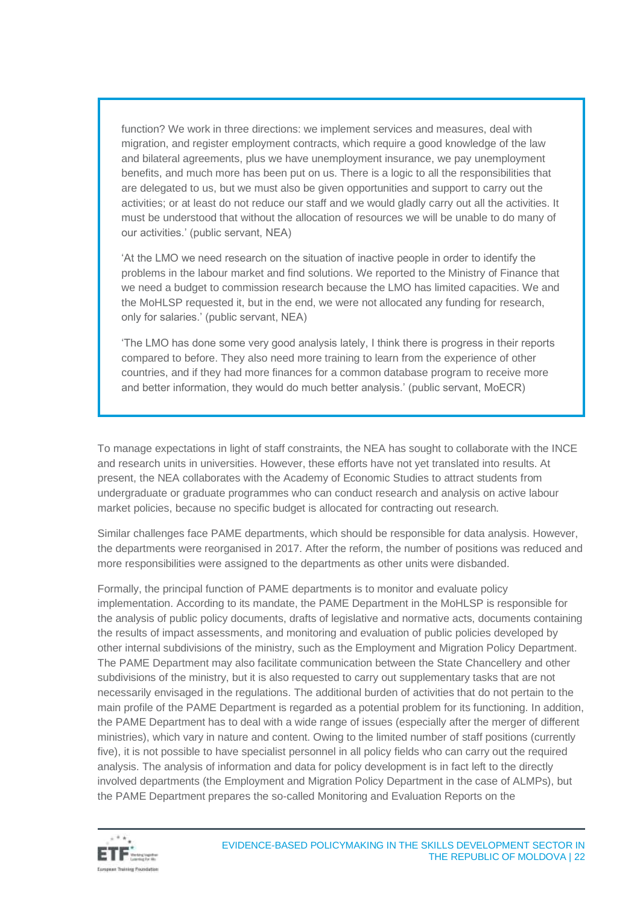function? We work in three directions: we implement services and measures, deal with migration, and register employment contracts, which require a good knowledge of the law and bilateral agreements, plus we have unemployment insurance, we pay unemployment benefits, and much more has been put on us. There is a logic to all the responsibilities that are delegated to us, but we must also be given opportunities and support to carry out the activities; or at least do not reduce our staff and we would gladly carry out all the activities. It must be understood that without the allocation of resources we will be unable to do many of our activities.' (public servant, NEA)

'At the LMO we need research on the situation of inactive people in order to identify the problems in the labour market and find solutions. We reported to the Ministry of Finance that we need a budget to commission research because the LMO has limited capacities. We and the MoHLSP requested it, but in the end, we were not allocated any funding for research, only for salaries.' (public servant, NEA)

'The LMO has done some very good analysis lately, I think there is progress in their reports compared to before. They also need more training to learn from the experience of other countries, and if they had more finances for a common database program to receive more and better information, they would do much better analysis.' (public servant, MoECR)

To manage expectations in light of staff constraints, the NEA has sought to collaborate with the INCE and research units in universities. However, these efforts have not yet translated into results. At present, the NEA collaborates with the Academy of Economic Studies to attract students from undergraduate or graduate programmes who can conduct research and analysis on active labour market policies, because no specific budget is allocated for contracting out research.

Similar challenges face PAME departments, which should be responsible for data analysis. However, the departments were reorganised in 2017. After the reform, the number of positions was reduced and more responsibilities were assigned to the departments as other units were disbanded.

Formally, the principal function of PAME departments is to monitor and evaluate policy implementation. According to its mandate, the PAME Department in the MoHLSP is responsible for the analysis of public policy documents, drafts of legislative and normative acts, documents containing the results of impact assessments, and monitoring and evaluation of public policies developed by other internal subdivisions of the ministry, such as the Employment and Migration Policy Department. The PAME Department may also facilitate communication between the State Chancellery and other subdivisions of the ministry, but it is also requested to carry out supplementary tasks that are not necessarily envisaged in the regulations. The additional burden of activities that do not pertain to the main profile of the PAME Department is regarded as a potential problem for its functioning. In addition, the PAME Department has to deal with a wide range of issues (especially after the merger of different ministries), which vary in nature and content. Owing to the limited number of staff positions (currently five), it is not possible to have specialist personnel in all policy fields who can carry out the required analysis. The analysis of information and data for policy development is in fact left to the directly involved departments (the Employment and Migration Policy Department in the case of ALMPs), but the PAME Department prepares the so-called Monitoring and Evaluation Reports on the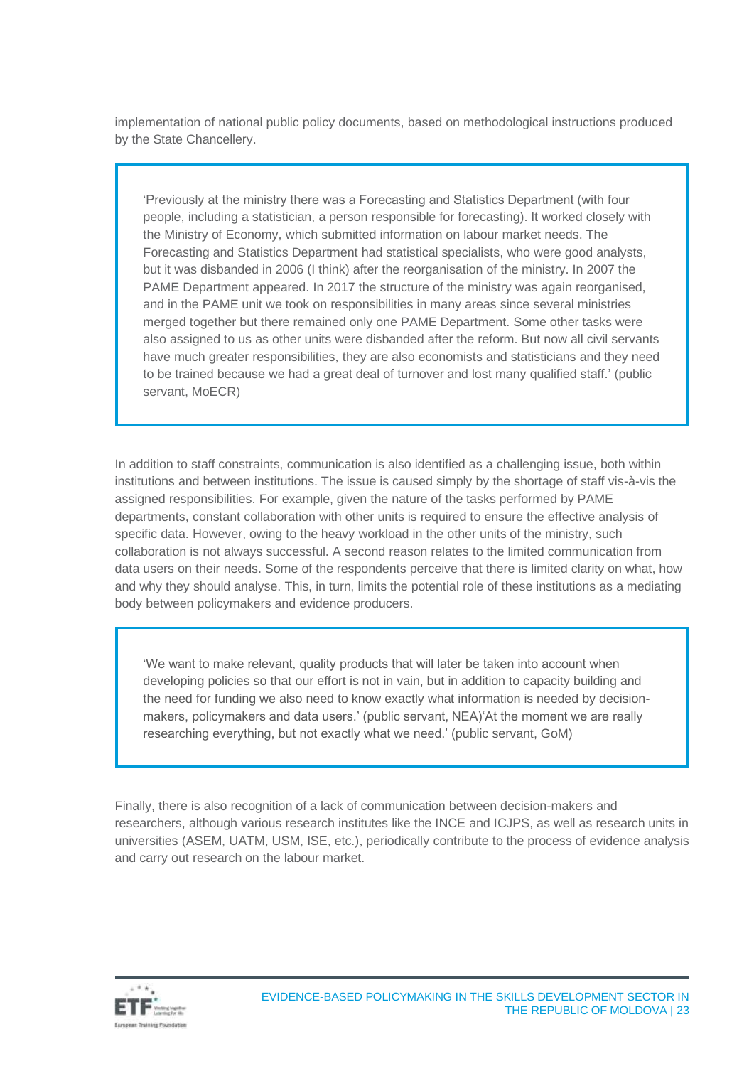implementation of national public policy documents, based on methodological instructions produced by the State Chancellery.

> 'Previously at the ministry there was a Forecasting and Statistics Department (with four people, including a statistician, a person responsible for forecasting). It worked closely with the Ministry of Economy, which submitted information on labour market needs. The Forecasting and Statistics Department had statistical specialists, who were good analysts, but it was disbanded in 2006 (I think) after the reorganisation of the ministry. In 2007 the PAME Department appeared. In 2017 the structure of the ministry was again reorganised, and in the PAME unit we took on responsibilities in many areas since several ministries merged together but there remained only one PAME Department. Some other tasks were also assigned to us as other units were disbanded after the reform. But now all civil servants have much greater responsibilities, they are also economists and statisticians and they need to be trained because we had a great deal of turnover and lost many qualified staff.' (public servant, MoECR)

In addition to staff constraints, communication is also identified as a challenging issue, both within institutions and between institutions. The issue is caused simply by the shortage of staff vis-à-vis the assigned responsibilities. For example, given the nature of the tasks performed by PAME departments, constant collaboration with other units is required to ensure the effective analysis of specific data. However, owing to the heavy workload in the other units of the ministry, such collaboration is not always successful. A second reason relates to the limited communication from data users on their needs. Some of the respondents perceive that there is limited clarity on what, how and why they should analyse. This, in turn, limits the potential role of these institutions as a mediating body between policymakers and evidence producers.

> 'We want to make relevant, quality products that will later be taken into account when developing policies so that our effort is not in vain, but in addition to capacity building and the need for funding we also need to know exactly what information is needed by decision-makers, policymakers and data users.' (public servant, NEA)'At the moment we are really researching everything, but not exactly what we need.' (public servant, GoM)

Finally, there is also recognition of a lack of communication between decision-makers and researchers, although various research institutes like the INCE and ICJPS, as well as research units in universities (ASEM, UATM, USM, ISE, etc.), periodically contribute to the process of evidence analysis and carry out research on the labour market.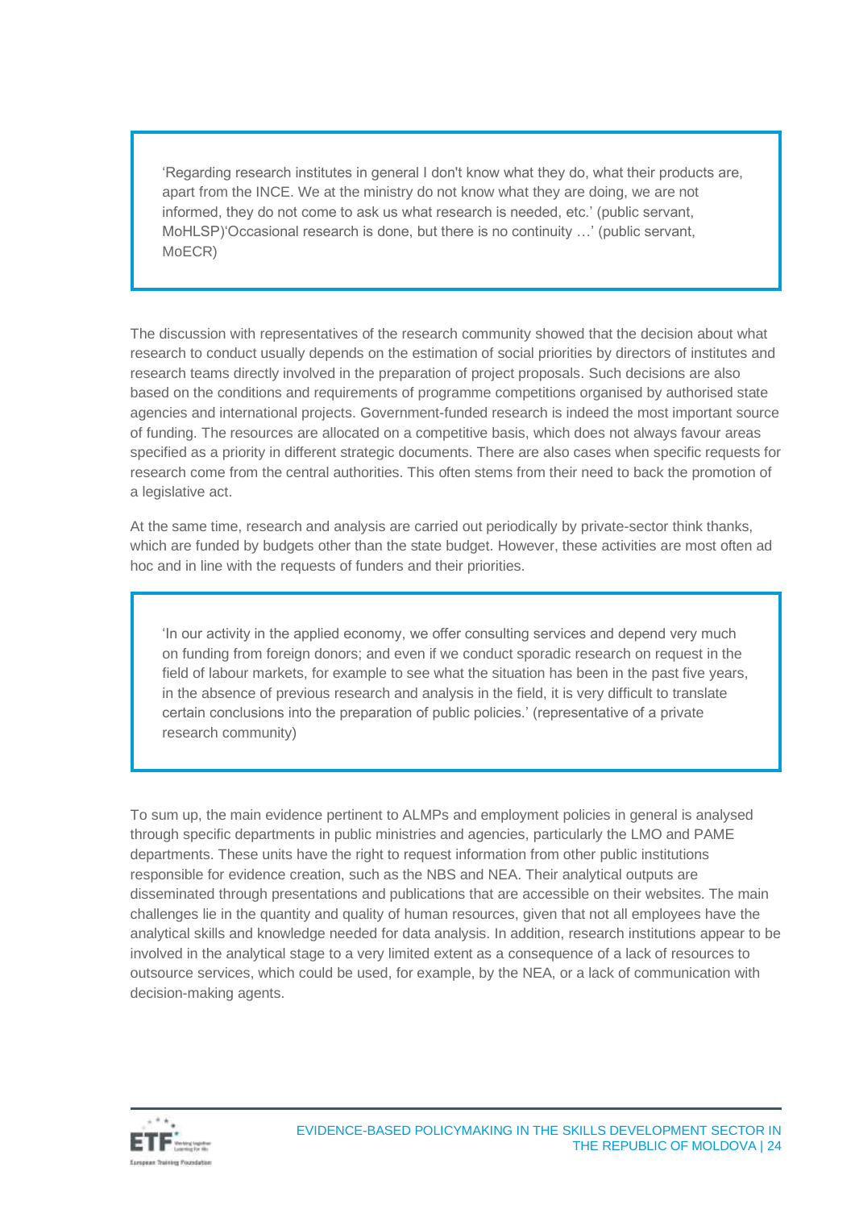> 'Regarding research institutes in general I don't know what they do, what their products are, apart from the INCE. We at the ministry do not know what they are doing, we are not informed, they do not come to ask us what research is needed, etc.' (public servant, MoHLSP)'Occasional research is done, but there is no continuity …' (public servant, MoECR)

The discussion with representatives of the research community showed that the decision about what research to conduct usually depends on the estimation of social priorities by directors of institutes and research teams directly involved in the preparation of project proposals. Such decisions are also based on the conditions and requirements of programme competitions organised by authorised state agencies and international projects. Government-funded research is indeed the most important source of funding. The resources are allocated on a competitive basis, which does not always favour areas specified as a priority in different strategic documents. There are also cases when specific requests for research come from the central authorities. This often stems from their need to back the promotion of a legislative act.

At the same time, research and analysis are carried out periodically by private-sector think thanks, which are funded by budgets other than the state budget. However, these activities are most often ad hoc and in line with the requests of funders and their priorities.

> 'In our activity in the applied economy, we offer consulting services and depend very much on funding from foreign donors; and even if we conduct sporadic research on request in the field of labour markets, for example to see what the situation has been in the past five years, in the absence of previous research and analysis in the field, it is very difficult to translate certain conclusions into the preparation of public policies.' (representative of a private research community)

To sum up, the main evidence pertinent to ALMPs and employment policies in general is analysed through specific departments in public ministries and agencies, particularly the LMO and PAME departments. These units have the right to request information from other public institutions responsible for evidence creation, such as the NBS and NEA. Their analytical outputs are disseminated through presentations and publications that are accessible on their websites. The main challenges lie in the quantity and quality of human resources, given that not all employees have the analytical skills and knowledge needed for data analysis. In addition, research institutions appear to be involved in the analytical stage to a very limited extent as a consequence of a lack of resources to outsource services, which could be used, for example, by the NEA, or a lack of communication with decision-making agents.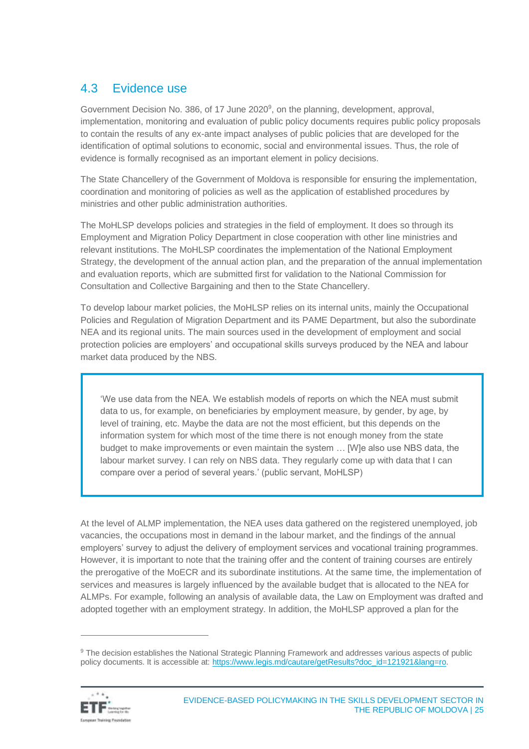## 4.3 Evidence use

Government Decision No. 386, of 17 June 2020[9], on the planning, development, approval, implementation, monitoring and evaluation of public policy documents requires public policy proposals to contain the results of any ex-ante impact analyses of public policies that are developed for the identification of optimal solutions to economic, social and environmental issues. Thus, the role of evidence is formally recognised as an important element in policy decisions.

The State Chancellery of the Government of Moldova is responsible for ensuring the implementation, coordination and monitoring of policies as well as the application of established procedures by ministries and other public administration authorities.

The MoHLSP develops policies and strategies in the field of employment. It does so through its Employment and Migration Policy Department in close cooperation with other line ministries and relevant institutions. The MoHLSP coordinates the implementation of the National Employment Strategy, the development of the annual action plan, and the preparation of the annual implementation and evaluation reports, which are submitted first for validation to the National Commission for Consultation and Collective Bargaining and then to the State Chancellery.

To develop labour market policies, the MoHLSP relies on its internal units, mainly the Occupational Policies and Regulation of Migration Department and its PAME Department, but also the subordinate NEA and its regional units. The main sources used in the development of employment and social protection policies are employers' and occupational skills surveys produced by the NEA and labour market data produced by the NBS.

> 'We use data from the NEA. We establish models of reports on which the NEA must submit data to us, for example, on beneficiaries by employment measure, by gender, by age, by level of training, etc. Maybe the data are not the most efficient, but this depends on the information system for which most of the time there is not enough money from the state budget to make improvements or even maintain the system … [W]e also use NBS data, the labour market survey. I can rely on NBS data. They regularly come up with data that I can compare over a period of several years.' (public servant, MoHLSP)

At the level of ALMP implementation, the NEA uses data gathered on the registered unemployed, job vacancies, the occupations most in demand in the labour market, and the findings of the annual employers' survey to adjust the delivery of employment services and vocational training programmes. However, it is important to note that the training offer and the content of training courses are entirely the prerogative of the MoECR and its subordinate institutions. At the same time, the implementation of services and measures is largely influenced by the available budget that is allocated to the NEA for ALMPs. For example, following an analysis of available data, the Law on Employment was drafted and adopted together with an employment strategy. In addition, the MoHLSP approved a plan for the

---

[9] The decision establishes the National Strategic Planning Framework and addresses various aspects of public policy documents. It is accessible at: https://www.legis.md/cautare/getResults?doc_id=121921&lang=ro.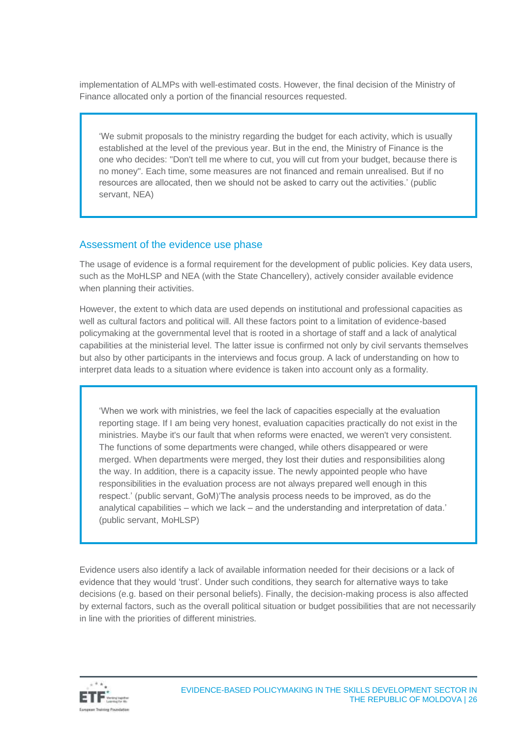implementation of ALMPs with well-estimated costs. However, the final decision of the Ministry of Finance allocated only a portion of the financial resources requested.

> 'We submit proposals to the ministry regarding the budget for each activity, which is usually established at the level of the previous year. But in the end, the Ministry of Finance is the one who decides: "Don't tell me where to cut, you will cut from your budget, because there is no money". Each time, some measures are not financed and remain unrealised. But if no resources are allocated, then we should not be asked to carry out the activities.' (public servant, NEA)

## Assessment of the evidence use phase

The usage of evidence is a formal requirement for the development of public policies. Key data users, such as the MoHLSP and NEA (with the State Chancellery), actively consider available evidence when planning their activities.

However, the extent to which data are used depends on institutional and professional capacities as well as cultural factors and political will. All these factors point to a limitation of evidence-based policymaking at the governmental level that is rooted in a shortage of staff and a lack of analytical capabilities at the ministerial level. The latter issue is confirmed not only by civil servants themselves but also by other participants in the interviews and focus group. A lack of understanding on how to interpret data leads to a situation where evidence is taken into account only as a formality.

> 'When we work with ministries, we feel the lack of capacities especially at the evaluation reporting stage. If I am being very honest, evaluation capacities practically do not exist in the ministries. Maybe it's our fault that when reforms were enacted, we weren't very consistent. The functions of some departments were changed, while others disappeared or were merged. When departments were merged, they lost their duties and responsibilities along the way. In addition, there is a capacity issue. The newly appointed people who have responsibilities in the evaluation process are not always prepared well enough in this respect.' (public servant, GoM)'The analysis process needs to be improved, as do the analytical capabilities – which we lack – and the understanding and interpretation of data.' (public servant, MoHLSP)

Evidence users also identify a lack of available information needed for their decisions or a lack of evidence that they would 'trust'. Under such conditions, they search for alternative ways to take decisions (e.g. based on their personal beliefs). Finally, the decision-making process is also affected by external factors, such as the overall political situation or budget possibilities that are not necessarily in line with the priorities of different ministries.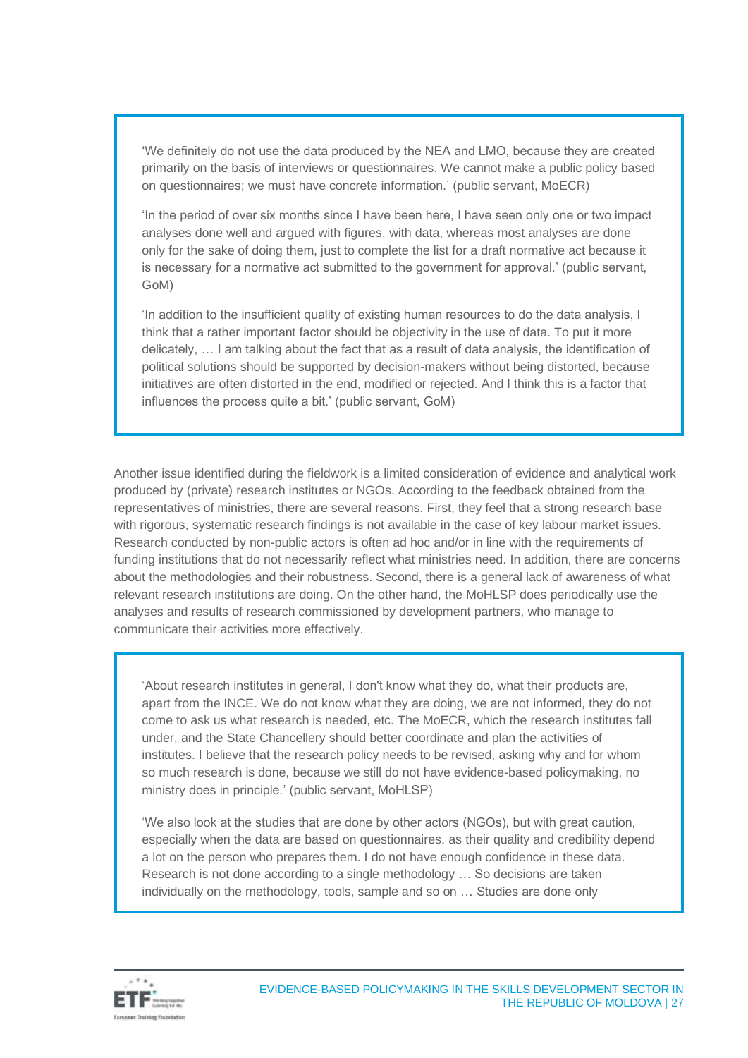'We definitely do not use the data produced by the NEA and LMO, because they are created primarily on the basis of interviews or questionnaires. We cannot make a public policy based on questionnaires; we must have concrete information.' (public servant, MoECR)

'In the period of over six months since I have been here, I have seen only one or two impact analyses done well and argued with figures, with data, whereas most analyses are done only for the sake of doing them, just to complete the list for a draft normative act because it is necessary for a normative act submitted to the government for approval.' (public servant, GoM)

'In addition to the insufficient quality of existing human resources to do the data analysis, I think that a rather important factor should be objectivity in the use of data. To put it more delicately, … I am talking about the fact that as a result of data analysis, the identification of political solutions should be supported by decision-makers without being distorted, because initiatives are often distorted in the end, modified or rejected. And I think this is a factor that influences the process quite a bit.' (public servant, GoM)

Another issue identified during the fieldwork is a limited consideration of evidence and analytical work produced by (private) research institutes or NGOs. According to the feedback obtained from the representatives of ministries, there are several reasons. First, they feel that a strong research base with rigorous, systematic research findings is not available in the case of key labour market issues. Research conducted by non-public actors is often ad hoc and/or in line with the requirements of funding institutions that do not necessarily reflect what ministries need. In addition, there are concerns about the methodologies and their robustness. Second, there is a general lack of awareness of what relevant research institutions are doing. On the other hand, the MoHLSP does periodically use the analyses and results of research commissioned by development partners, who manage to communicate their activities more effectively.

'About research institutes in general, I don't know what they do, what their products are, apart from the INCE. We do not know what they are doing, we are not informed, they do not come to ask us what research is needed, etc. The MoECR, which the research institutes fall under, and the State Chancellery should better coordinate and plan the activities of institutes. I believe that the research policy needs to be revised, asking why and for whom so much research is done, because we still do not have evidence-based policymaking, no ministry does in principle.' (public servant, MoHLSP)

'We also look at the studies that are done by other actors (NGOs), but with great caution, especially when the data are based on questionnaires, as their quality and credibility depend a lot on the person who prepares them. I do not have enough confidence in these data. Research is not done according to a single methodology … So decisions are taken individually on the methodology, tools, sample and so on … Studies are done only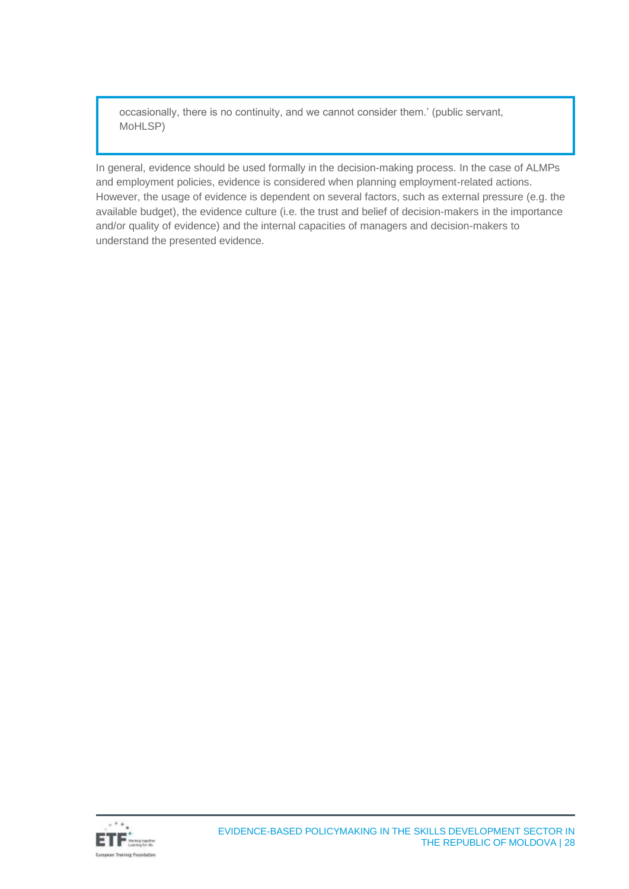> occasionally, there is no continuity, and we cannot consider them.' (public servant, MoHLSP)

In general, evidence should be used formally in the decision-making process. In the case of ALMPs and employment policies, evidence is considered when planning employment-related actions. However, the usage of evidence is dependent on several factors, such as external pressure (e.g. the available budget), the evidence culture (i.e. the trust and belief of decision-makers in the importance and/or quality of evidence) and the internal capacities of managers and decision-makers to understand the presented evidence.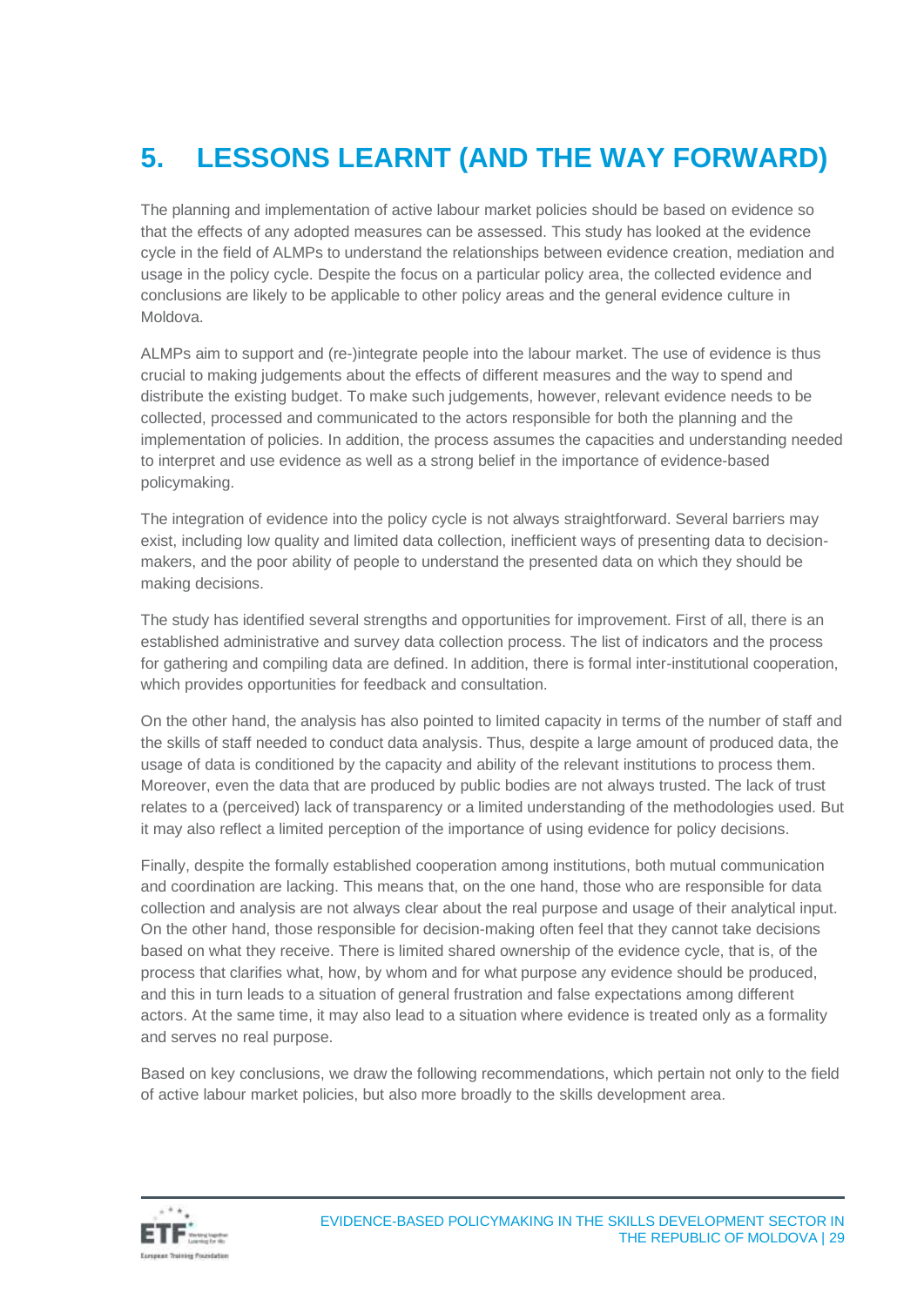# 5. LESSONS LEARNT (AND THE WAY FORWARD)

The planning and implementation of active labour market policies should be based on evidence so that the effects of any adopted measures can be assessed. This study has looked at the evidence cycle in the field of ALMPs to understand the relationships between evidence creation, mediation and usage in the policy cycle. Despite the focus on a particular policy area, the collected evidence and conclusions are likely to be applicable to other policy areas and the general evidence culture in Moldova.

ALMPs aim to support and (re-)integrate people into the labour market. The use of evidence is thus crucial to making judgements about the effects of different measures and the way to spend and distribute the existing budget. To make such judgements, however, relevant evidence needs to be collected, processed and communicated to the actors responsible for both the planning and the implementation of policies. In addition, the process assumes the capacities and understanding needed to interpret and use evidence as well as a strong belief in the importance of evidence-based policymaking.

The integration of evidence into the policy cycle is not always straightforward. Several barriers may exist, including low quality and limited data collection, inefficient ways of presenting data to decision-makers, and the poor ability of people to understand the presented data on which they should be making decisions.

The study has identified several strengths and opportunities for improvement. First of all, there is an established administrative and survey data collection process. The list of indicators and the process for gathering and compiling data are defined. In addition, there is formal inter-institutional cooperation, which provides opportunities for feedback and consultation.

On the other hand, the analysis has also pointed to limited capacity in terms of the number of staff and the skills of staff needed to conduct data analysis. Thus, despite a large amount of produced data, the usage of data is conditioned by the capacity and ability of the relevant institutions to process them. Moreover, even the data that are produced by public bodies are not always trusted. The lack of trust relates to a (perceived) lack of transparency or a limited understanding of the methodologies used. But it may also reflect a limited perception of the importance of using evidence for policy decisions.

Finally, despite the formally established cooperation among institutions, both mutual communication and coordination are lacking. This means that, on the one hand, those who are responsible for data collection and analysis are not always clear about the real purpose and usage of their analytical input. On the other hand, those responsible for decision-making often feel that they cannot take decisions based on what they receive. There is limited shared ownership of the evidence cycle, that is, of the process that clarifies what, how, by whom and for what purpose any evidence should be produced, and this in turn leads to a situation of general frustration and false expectations among different actors. At the same time, it may also lead to a situation where evidence is treated only as a formality and serves no real purpose.

Based on key conclusions, we draw the following recommendations, which pertain not only to the field of active labour market policies, but also more broadly to the skills development area.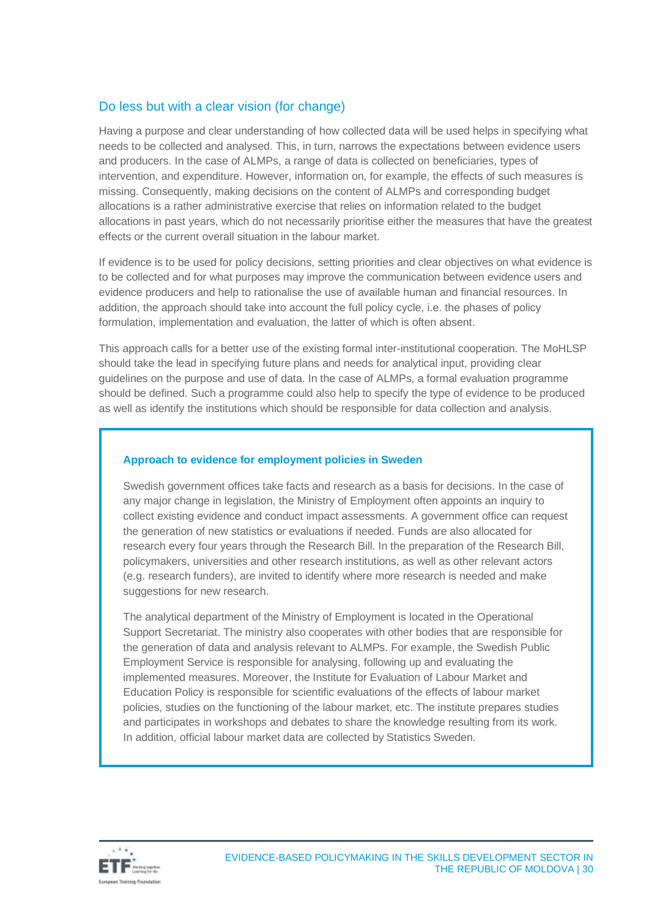## Do less but with a clear vision (for change)

Having a purpose and clear understanding of how collected data will be used helps in specifying what needs to be collected and analysed. This, in turn, narrows the expectations between evidence users and producers. In the case of ALMPs, a range of data is collected on beneficiaries, types of intervention, and expenditure. However, information on, for example, the effects of such measures is missing. Consequently, making decisions on the content of ALMPs and corresponding budget allocations is a rather administrative exercise that relies on information related to the budget allocations in past years, which do not necessarily prioritise either the measures that have the greatest effects or the current overall situation in the labour market.

If evidence is to be used for policy decisions, setting priorities and clear objectives on what evidence is to be collected and for what purposes may improve the communication between evidence users and evidence producers and help to rationalise the use of available human and financial resources. In addition, the approach should take into account the full policy cycle, i.e. the phases of policy formulation, implementation and evaluation, the latter of which is often absent.

This approach calls for a better use of the existing formal inter-institutional cooperation. The MoHLSP should take the lead in specifying future plans and needs for analytical input, providing clear guidelines on the purpose and use of data. In the case of ALMPs, a formal evaluation programme should be defined. Such a programme could also help to specify the type of evidence to be produced as well as identify the institutions which should be responsible for data collection and analysis.

> **Approach to evidence for employment policies in Sweden**
>
> Swedish government offices take facts and research as a basis for decisions. In the case of any major change in legislation, the Ministry of Employment often appoints an inquiry to collect existing evidence and conduct impact assessments. A government office can request the generation of new statistics or evaluations if needed. Funds are also allocated for research every four years through the Research Bill. In the preparation of the Research Bill, policymakers, universities and other research institutions, as well as other relevant actors (e.g. research funders), are invited to identify where more research is needed and make suggestions for new research.
>
> The analytical department of the Ministry of Employment is located in the Operational Support Secretariat. The ministry also cooperates with other bodies that are responsible for the generation of data and analysis relevant to ALMPs. For example, the Swedish Public Employment Service is responsible for analysing, following up and evaluating the implemented measures. Moreover, the Institute for Evaluation of Labour Market and Education Policy is responsible for scientific evaluations of the effects of labour market policies, studies on the functioning of the labour market, etc. The institute prepares studies and participates in workshops and debates to share the knowledge resulting from its work. In addition, official labour market data are collected by Statistics Sweden.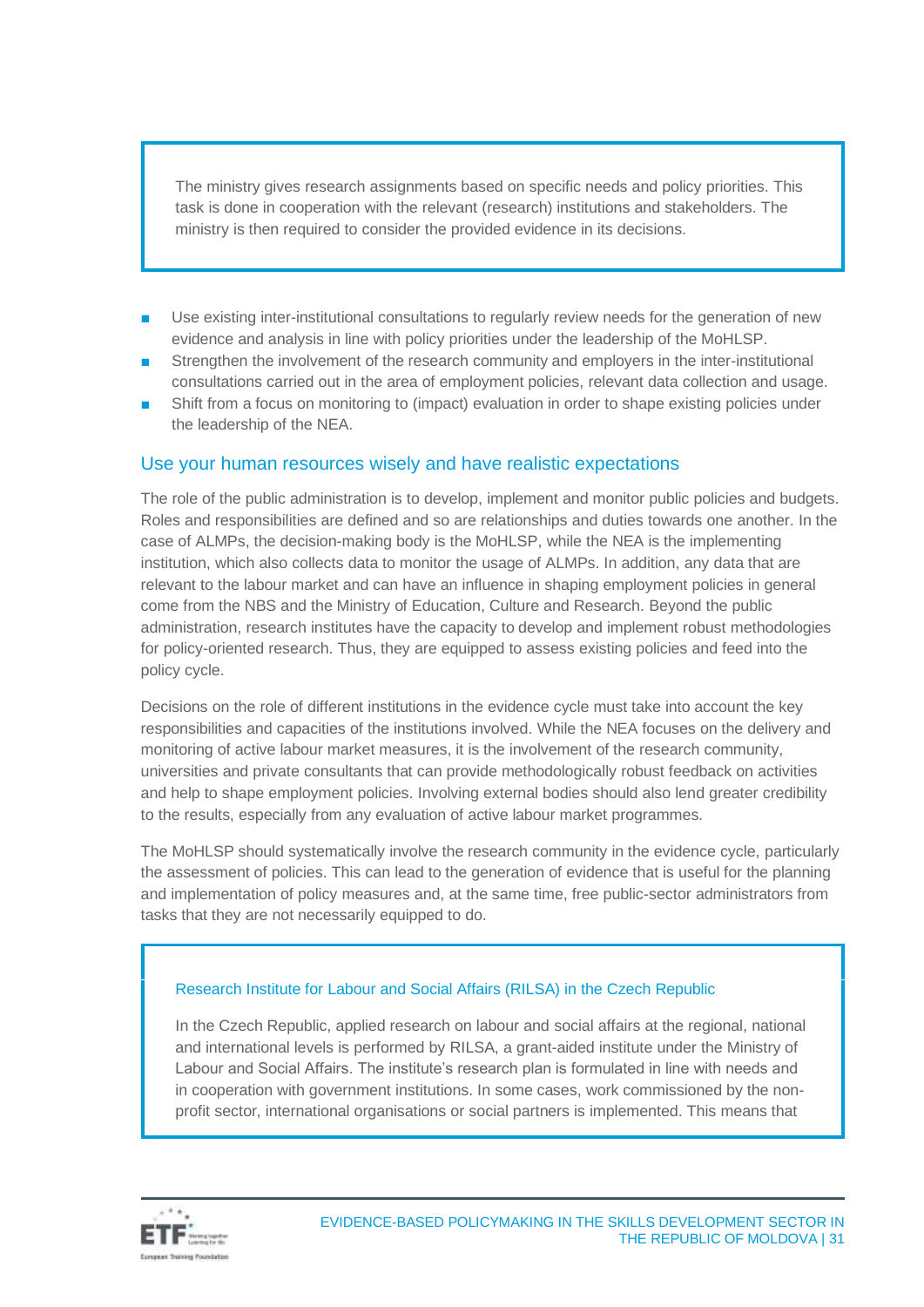> The ministry gives research assignments based on specific needs and policy priorities. This task is done in cooperation with the relevant (research) institutions and stakeholders. The ministry is then required to consider the provided evidence in its decisions.

- Use existing inter-institutional consultations to regularly review needs for the generation of new evidence and analysis in line with policy priorities under the leadership of the MoHLSP.
- Strengthen the involvement of the research community and employers in the inter-institutional consultations carried out in the area of employment policies, relevant data collection and usage.
- Shift from a focus on monitoring to (impact) evaluation in order to shape existing policies under the leadership of the NEA.

### Use your human resources wisely and have realistic expectations

The role of the public administration is to develop, implement and monitor public policies and budgets. Roles and responsibilities are defined and so are relationships and duties towards one another. In the case of ALMPs, the decision-making body is the MoHLSP, while the NEA is the implementing institution, which also collects data to monitor the usage of ALMPs. In addition, any data that are relevant to the labour market and can have an influence in shaping employment policies in general come from the NBS and the Ministry of Education, Culture and Research. Beyond the public administration, research institutes have the capacity to develop and implement robust methodologies for policy-oriented research. Thus, they are equipped to assess existing policies and feed into the policy cycle.

Decisions on the role of different institutions in the evidence cycle must take into account the key responsibilities and capacities of the institutions involved. While the NEA focuses on the delivery and monitoring of active labour market measures, it is the involvement of the research community, universities and private consultants that can provide methodologically robust feedback on activities and help to shape employment policies. Involving external bodies should also lend greater credibility to the results, especially from any evaluation of active labour market programmes.

The MoHLSP should systematically involve the research community in the evidence cycle, particularly the assessment of policies. This can lead to the generation of evidence that is useful for the planning and implementation of policy measures and, at the same time, free public-sector administrators from tasks that they are not necessarily equipped to do.

> **Research Institute for Labour and Social Affairs (RILSA) in the Czech Republic**
>
> In the Czech Republic, applied research on labour and social affairs at the regional, national and international levels is performed by RILSA, a grant-aided institute under the Ministry of Labour and Social Affairs. The institute's research plan is formulated in line with needs and in cooperation with government institutions. In some cases, work commissioned by the non-profit sector, international organisations or social partners is implemented. This means that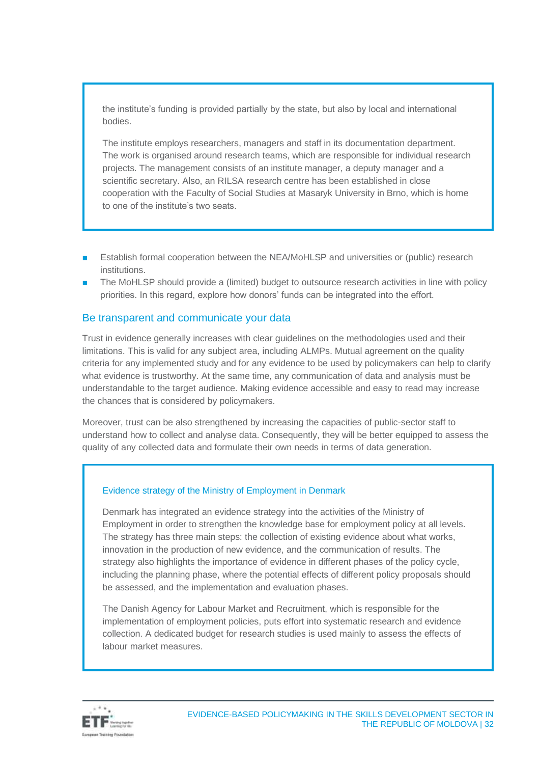the institute's funding is provided partially by the state, but also by local and international bodies.

The institute employs researchers, managers and staff in its documentation department. The work is organised around research teams, which are responsible for individual research projects. The management consists of an institute manager, a deputy manager and a scientific secretary. Also, an RILSA research centre has been established in close cooperation with the Faculty of Social Studies at Masaryk University in Brno, which is home to one of the institute's two seats.

- Establish formal cooperation between the NEA/MoHLSP and universities or (public) research institutions.
- The MoHLSP should provide a (limited) budget to outsource research activities in line with policy priorities. In this regard, explore how donors' funds can be integrated into the effort.

## Be transparent and communicate your data

Trust in evidence generally increases with clear guidelines on the methodologies used and their limitations. This is valid for any subject area, including ALMPs. Mutual agreement on the quality criteria for any implemented study and for any evidence to be used by policymakers can help to clarify what evidence is trustworthy. At the same time, any communication of data and analysis must be understandable to the target audience. Making evidence accessible and easy to read may increase the chances that is considered by policymakers.

Moreover, trust can be also strengthened by increasing the capacities of public-sector staff to understand how to collect and analyse data. Consequently, they will be better equipped to assess the quality of any collected data and formulate their own needs in terms of data generation.

### Evidence strategy of the Ministry of Employment in Denmark

Denmark has integrated an evidence strategy into the activities of the Ministry of Employment in order to strengthen the knowledge base for employment policy at all levels. The strategy has three main steps: the collection of existing evidence about what works, innovation in the production of new evidence, and the communication of results. The strategy also highlights the importance of evidence in different phases of the policy cycle, including the planning phase, where the potential effects of different policy proposals should be assessed, and the implementation and evaluation phases.

The Danish Agency for Labour Market and Recruitment, which is responsible for the implementation of employment policies, puts effort into systematic research and evidence collection. A dedicated budget for research studies is used mainly to assess the effects of labour market measures.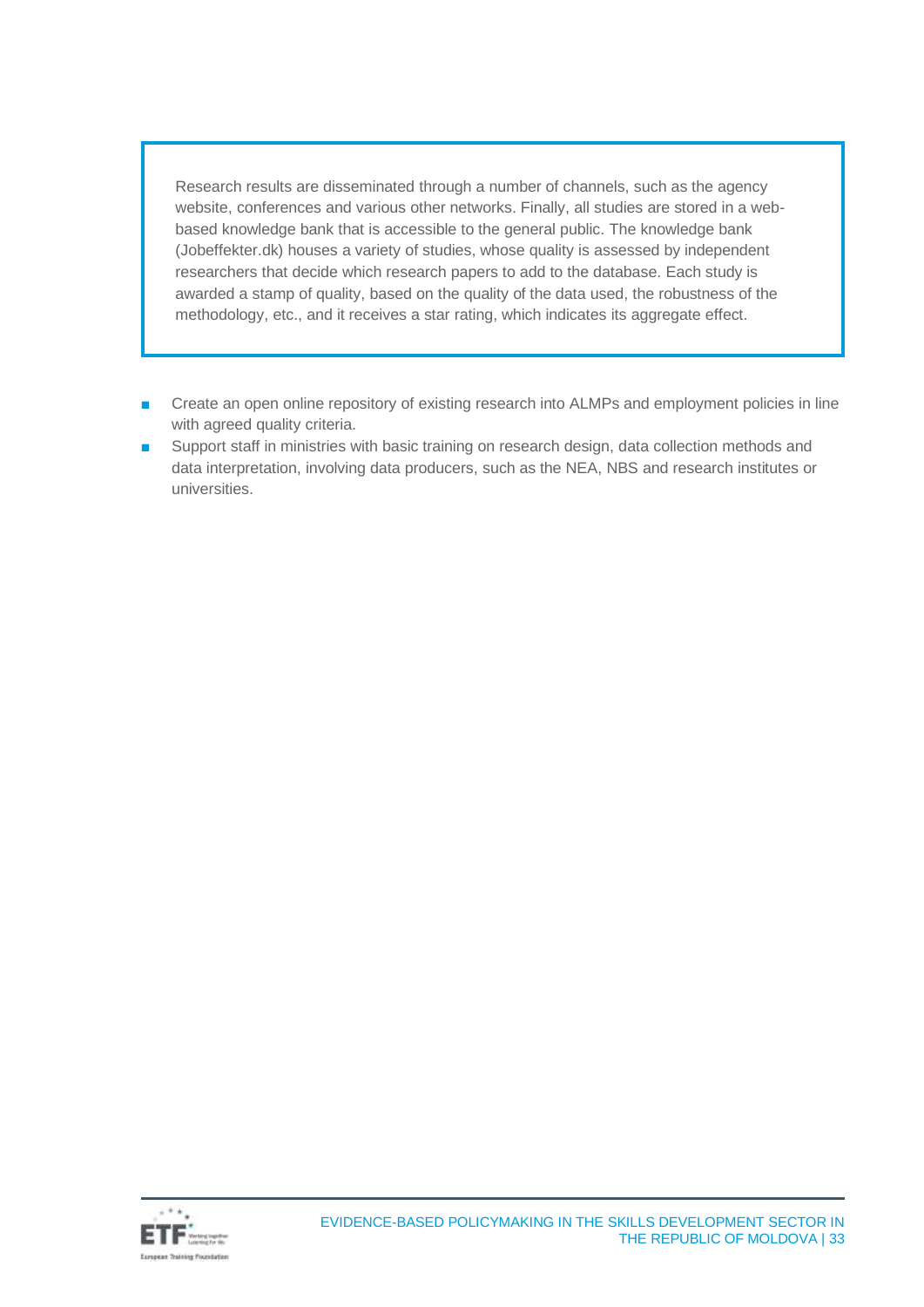> Research results are disseminated through a number of channels, such as the agency website, conferences and various other networks. Finally, all studies are stored in a web-based knowledge bank that is accessible to the general public. The knowledge bank (Jobeffekter.dk) houses a variety of studies, whose quality is assessed by independent researchers that decide which research papers to add to the database. Each study is awarded a stamp of quality, based on the quality of the data used, the robustness of the methodology, etc., and it receives a star rating, which indicates its aggregate effect.

- Create an open online repository of existing research into ALMPs and employment policies in line with agreed quality criteria.
- Support staff in ministries with basic training on research design, data collection methods and data interpretation, involving data producers, such as the NEA, NBS and research institutes or universities.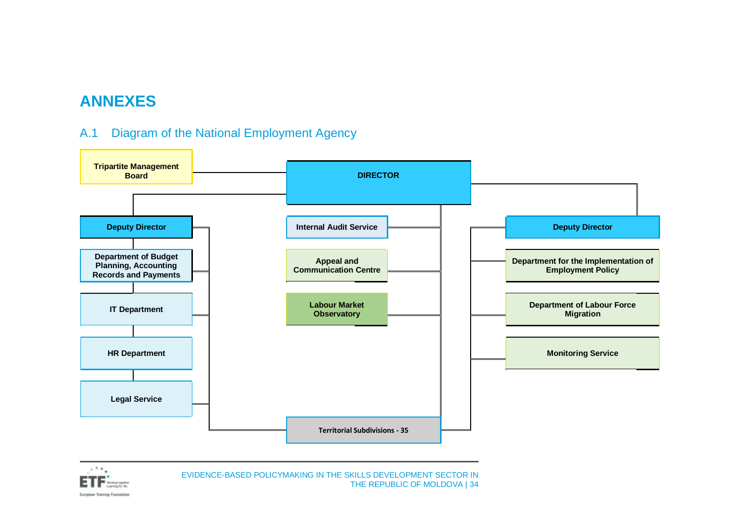# ANNEXES

## A.1 Diagram of the National Employment Agency

Tripartite Management Board

DIRECTOR

Deputy Director

Department of Budget Planning, Accounting Records and Payments

IT Department

HR Department

Legal Service

Internal Audit Service

Appeal and Communication Centre

Labour Market Observatory

Territorial Subdivisions - 35

Deputy Director

Department for the Implementation of Employment Policy

Department of Labour Force Migration

Monitoring Service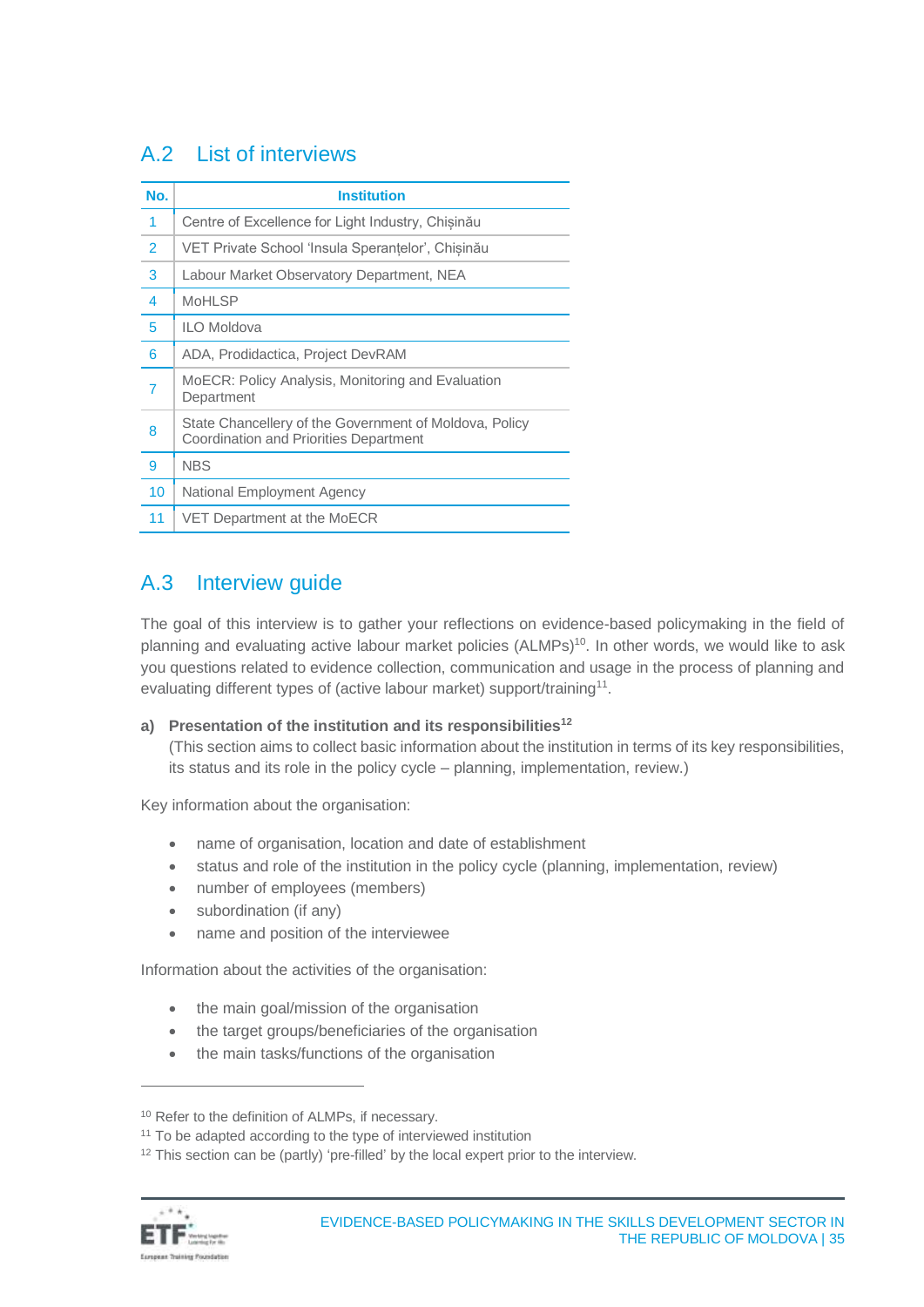## A.2 List of interviews

| No. | Institution |
|---|---|
| 1 | Centre of Excellence for Light Industry, Chișinău |
| 2 | VET Private School 'Insula Speranțelor', Chișinău |
| 3 | Labour Market Observatory Department, NEA |
| 4 | MoHLSP |
| 5 | ILO Moldova |
| 6 | ADA, Prodidactica, Project DevRAM |
| 7 | MoECR: Policy Analysis, Monitoring and Evaluation Department |
| 8 | State Chancellery of the Government of Moldova, Policy Coordination and Priorities Department |
| 9 | NBS |
| 10 | National Employment Agency |
| 11 | VET Department at the MoECR |

## A.3 Interview guide

The goal of this interview is to gather your reflections on evidence-based policymaking in the field of planning and evaluating active labour market policies (ALMPs)[10]. In other words, we would like to ask you questions related to evidence collection, communication and usage in the process of planning and evaluating different types of (active labour market) support/training[11].

**a) Presentation of the institution and its responsibilities[12]**
(This section aims to collect basic information about the institution in terms of its key responsibilities, its status and its role in the policy cycle – planning, implementation, review.)

Key information about the organisation:

- name of organisation, location and date of establishment
- status and role of the institution in the policy cycle (planning, implementation, review)
- number of employees (members)
- subordination (if any)
- name and position of the interviewee

Information about the activities of the organisation:

- the main goal/mission of the organisation
- the target groups/beneficiaries of the organisation
- the main tasks/functions of the organisation

---

[10] Refer to the definition of ALMPs, if necessary.
[11] To be adapted according to the type of interviewed institution
[12] This section can be (partly) 'pre-filled' by the local expert prior to the interview.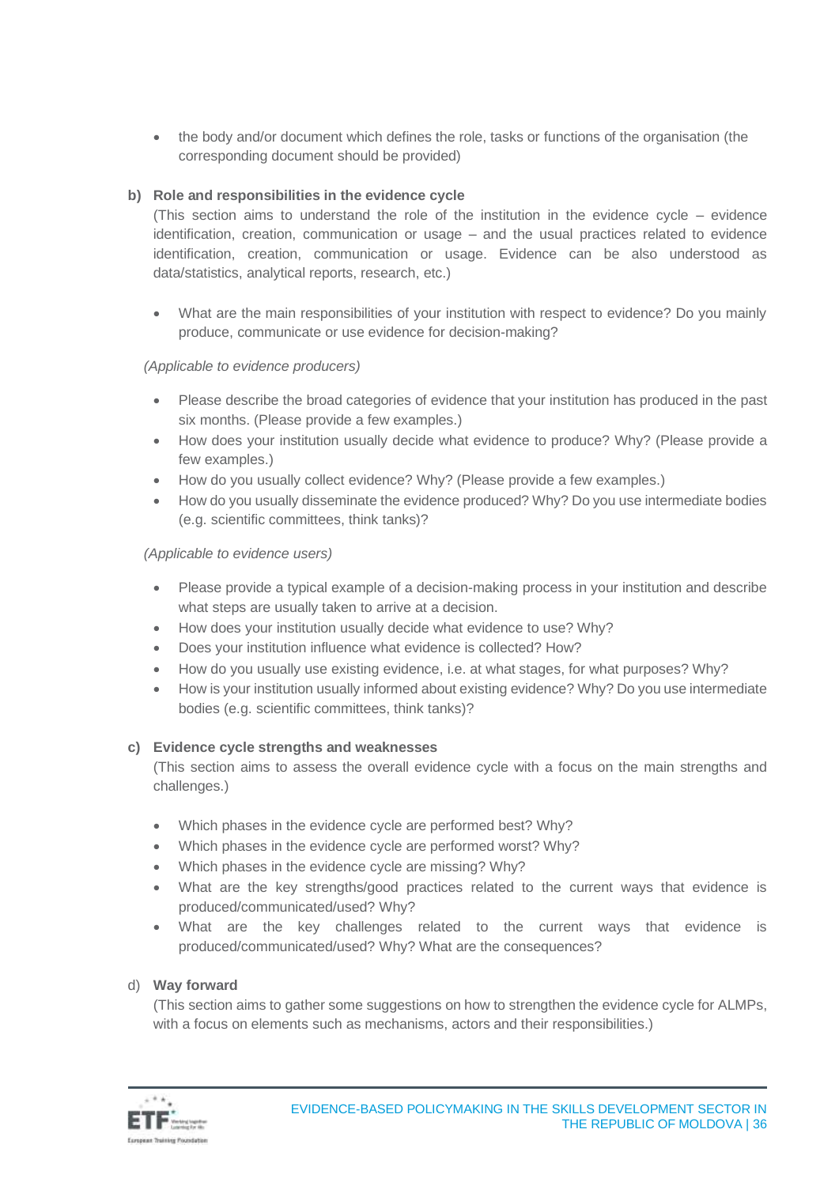- the body and/or document which defines the role, tasks or functions of the organisation (the corresponding document should be provided)

**b) Role and responsibilities in the evidence cycle**

(This section aims to understand the role of the institution in the evidence cycle – evidence identification, creation, communication or usage – and the usual practices related to evidence identification, creation, communication or usage. Evidence can be also understood as data/statistics, analytical reports, research, etc.)

- What are the main responsibilities of your institution with respect to evidence? Do you mainly produce, communicate or use evidence for decision-making?

*(Applicable to evidence producers)*

- Please describe the broad categories of evidence that your institution has produced in the past six months. (Please provide a few examples.)
- How does your institution usually decide what evidence to produce? Why? (Please provide a few examples.)
- How do you usually collect evidence? Why? (Please provide a few examples.)
- How do you usually disseminate the evidence produced? Why? Do you use intermediate bodies (e.g. scientific committees, think tanks)?

*(Applicable to evidence users)*

- Please provide a typical example of a decision-making process in your institution and describe what steps are usually taken to arrive at a decision.
- How does your institution usually decide what evidence to use? Why?
- Does your institution influence what evidence is collected? How?
- How do you usually use existing evidence, i.e. at what stages, for what purposes? Why?
- How is your institution usually informed about existing evidence? Why? Do you use intermediate bodies (e.g. scientific committees, think tanks)?

**c) Evidence cycle strengths and weaknesses**

(This section aims to assess the overall evidence cycle with a focus on the main strengths and challenges.)

- Which phases in the evidence cycle are performed best? Why?
- Which phases in the evidence cycle are performed worst? Why?
- Which phases in the evidence cycle are missing? Why?
- What are the key strengths/good practices related to the current ways that evidence is produced/communicated/used? Why?
- What are the key challenges related to the current ways that evidence is produced/communicated/used? Why? What are the consequences?

d) **Way forward**

(This section aims to gather some suggestions on how to strengthen the evidence cycle for ALMPs, with a focus on elements such as mechanisms, actors and their responsibilities.)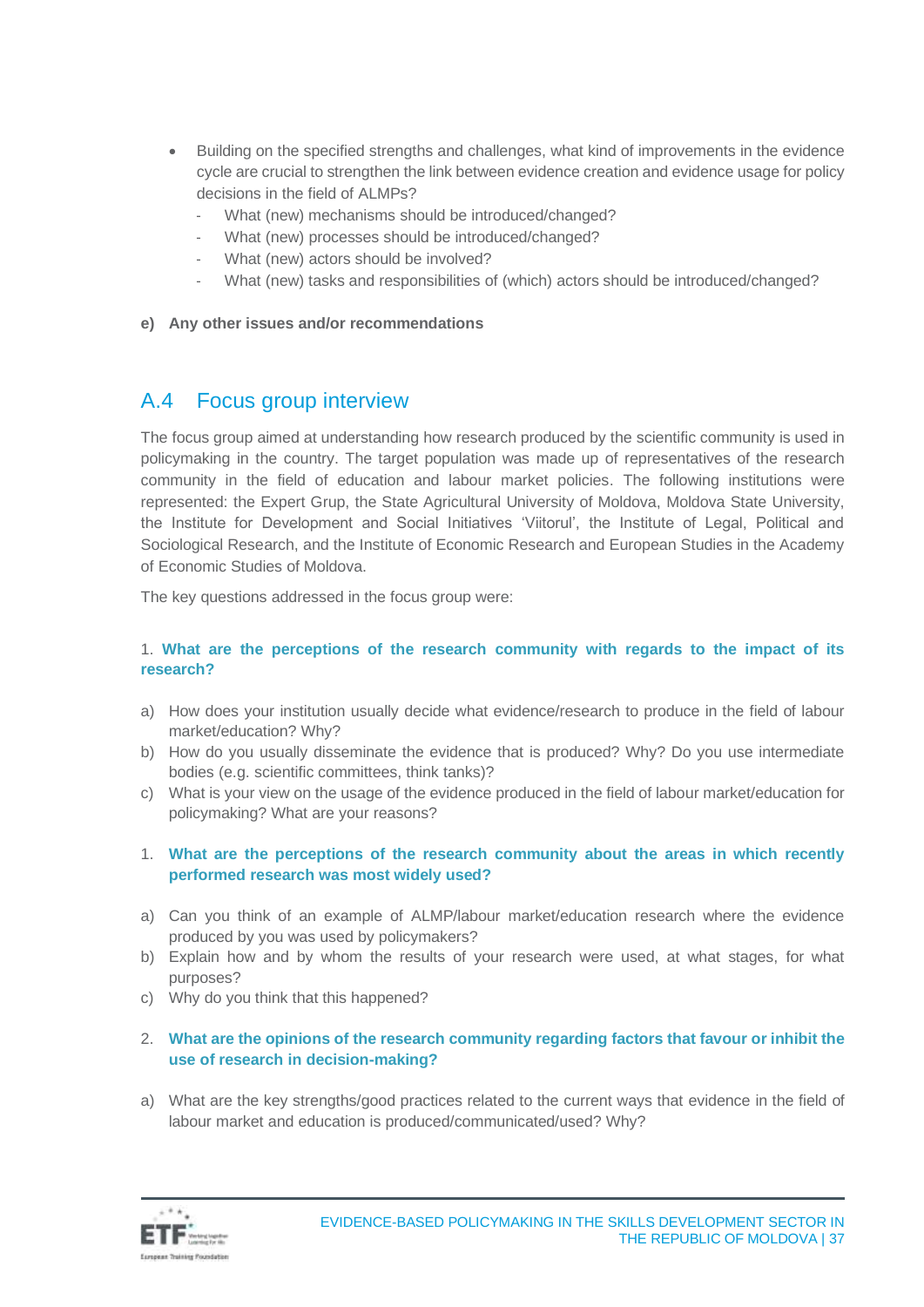- Building on the specified strengths and challenges, what kind of improvements in the evidence cycle are crucial to strengthen the link between evidence creation and evidence usage for policy decisions in the field of ALMPs?
  - What (new) mechanisms should be introduced/changed?
  - What (new) processes should be introduced/changed?
  - What (new) actors should be involved?
  - What (new) tasks and responsibilities of (which) actors should be introduced/changed?

**e) Any other issues and/or recommendations**

## A.4 Focus group interview

The focus group aimed at understanding how research produced by the scientific community is used in policymaking in the country. The target population was made up of representatives of the research community in the field of education and labour market policies. The following institutions were represented: the Expert Grup, the State Agricultural University of Moldova, Moldova State University, the Institute for Development and Social Initiatives 'Viitorul', the Institute of Legal, Political and Sociological Research, and the Institute of Economic Research and European Studies in the Academy of Economic Studies of Moldova.

The key questions addressed in the focus group were:

1. **What are the perceptions of the research community with regards to the impact of its research?**

a) How does your institution usually decide what evidence/research to produce in the field of labour market/education? Why?
b) How do you usually disseminate the evidence that is produced? Why? Do you use intermediate bodies (e.g. scientific committees, think tanks)?
c) What is your view on the usage of the evidence produced in the field of labour market/education for policymaking? What are your reasons?

1. **What are the perceptions of the research community about the areas in which recently performed research was most widely used?**

a) Can you think of an example of ALMP/labour market/education research where the evidence produced by you was used by policymakers?
b) Explain how and by whom the results of your research were used, at what stages, for what purposes?
c) Why do you think that this happened?

2. **What are the opinions of the research community regarding factors that favour or inhibit the use of research in decision-making?**

a) What are the key strengths/good practices related to the current ways that evidence in the field of labour market and education is produced/communicated/used? Why?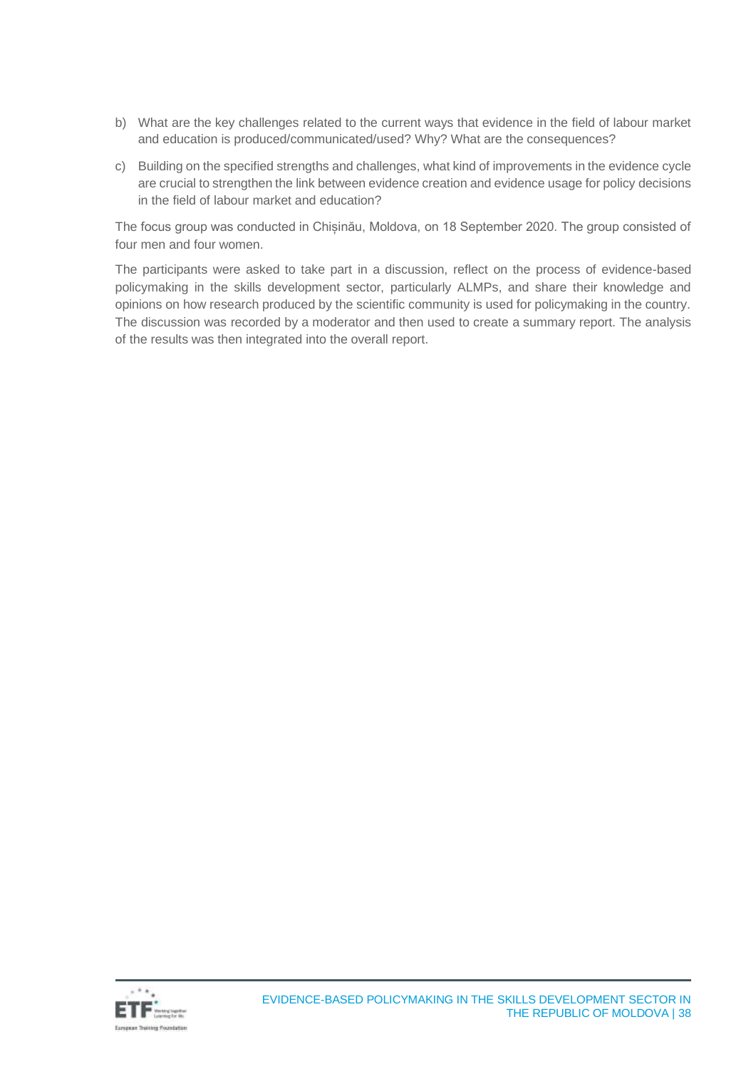b) What are the key challenges related to the current ways that evidence in the field of labour market and education is produced/communicated/used? Why? What are the consequences?

c) Building on the specified strengths and challenges, what kind of improvements in the evidence cycle are crucial to strengthen the link between evidence creation and evidence usage for policy decisions in the field of labour market and education?

The focus group was conducted in Chișinău, Moldova, on 18 September 2020. The group consisted of four men and four women.

The participants were asked to take part in a discussion, reflect on the process of evidence-based policymaking in the skills development sector, particularly ALMPs, and share their knowledge and opinions on how research produced by the scientific community is used for policymaking in the country. The discussion was recorded by a moderator and then used to create a summary report. The analysis of the results was then integrated into the overall report.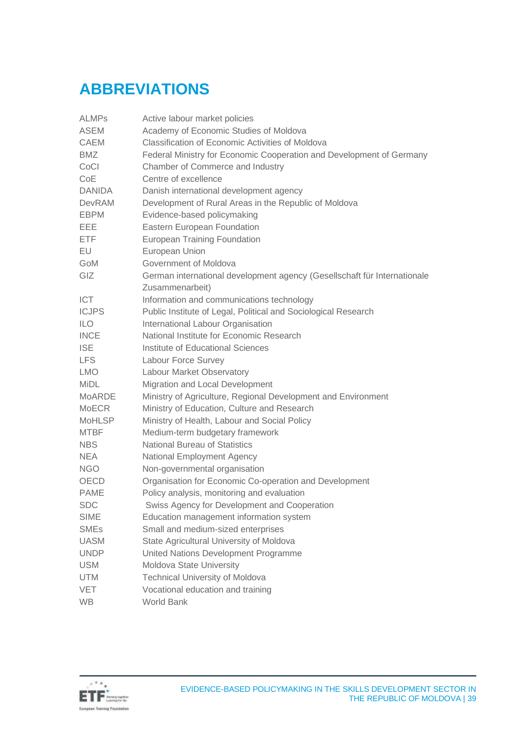# ABBREVIATIONS

| | |
|---|---|
| ALMPs | Active labour market policies |
| ASEM | Academy of Economic Studies of Moldova |
| CAEM | Classification of Economic Activities of Moldova |
| BMZ | Federal Ministry for Economic Cooperation and Development of Germany |
| CoCI | Chamber of Commerce and Industry |
| CoE | Centre of excellence |
| DANIDA | Danish international development agency |
| DevRAM | Development of Rural Areas in the Republic of Moldova |
| EBPM | Evidence-based policymaking |
| EEE | Eastern European Foundation |
| ETF | European Training Foundation |
| EU | European Union |
| GoM | Government of Moldova |
| GIZ | German international development agency (Gesellschaft für Internationale Zusammenarbeit) |
| ICT | Information and communications technology |
| ICJPS | Public Institute of Legal, Political and Sociological Research |
| ILO | International Labour Organisation |
| INCE | National Institute for Economic Research |
| ISE | Institute of Educational Sciences |
| LFS | Labour Force Survey |
| LMO | Labour Market Observatory |
| MiDL | Migration and Local Development |
| MoARDE | Ministry of Agriculture, Regional Development and Environment |
| MoECR | Ministry of Education, Culture and Research |
| MoHLSP | Ministry of Health, Labour and Social Policy |
| MTBF | Medium-term budgetary framework |
| NBS | National Bureau of Statistics |
| NEA | National Employment Agency |
| NGO | Non-governmental organisation |
| OECD | Organisation for Economic Co-operation and Development |
| PAME | Policy analysis, monitoring and evaluation |
| SDC | Swiss Agency for Development and Cooperation |
| SIME | Education management information system |
| SMEs | Small and medium-sized enterprises |
| UASM | State Agricultural University of Moldova |
| UNDP | United Nations Development Programme |
| USM | Moldova State University |
| UTM | Technical University of Moldova |
| VET | Vocational education and training |
| WB | World Bank |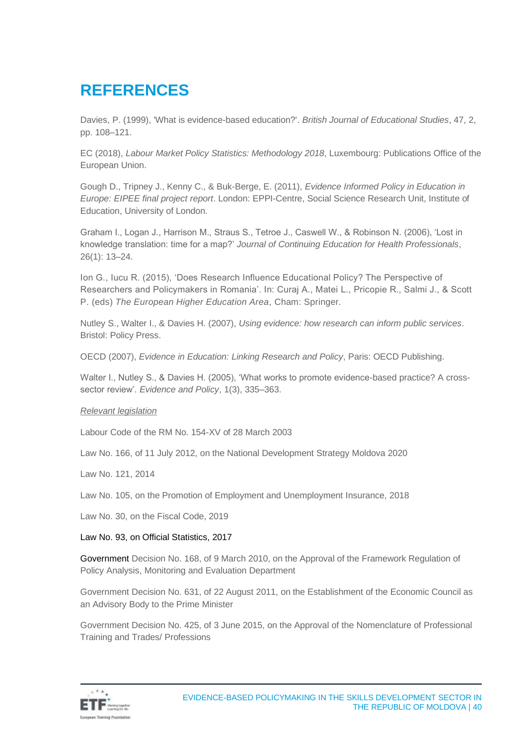# REFERENCES

Davies, P. (1999), 'What is evidence-based education?'. *British Journal of Educational Studies*, 47, 2, pp. 108–121.

EC (2018), *Labour Market Policy Statistics: Methodology 2018*, Luxembourg: Publications Office of the European Union.

Gough D., Tripney J., Kenny C., & Buk-Berge, E. (2011), *Evidence Informed Policy in Education in Europe: EIPEE final project report*. London: EPPI-Centre, Social Science Research Unit, Institute of Education, University of London.

Graham I., Logan J., Harrison M., Straus S., Tetroe J., Caswell W., & Robinson N. (2006), 'Lost in knowledge translation: time for a map?' *Journal of Continuing Education for Health Professionals*, 26(1): 13–24.

Ion G., Iucu R. (2015), 'Does Research Influence Educational Policy? The Perspective of Researchers and Policymakers in Romania'. In: Curaj A., Matei L., Pricopie R., Salmi J., & Scott P. (eds) *The European Higher Education Area*, Cham: Springer.

Nutley S., Walter I., & Davies H. (2007), *Using evidence: how research can inform public services*. Bristol: Policy Press.

OECD (2007), *Evidence in Education: Linking Research and Policy*, Paris: OECD Publishing.

Walter I., Nutley S., & Davies H. (2005), 'What works to promote evidence-based practice? A cross-sector review'. *Evidence and Policy*, 1(3), 335–363.

*Relevant legislation*

Labour Code of the RM No. 154-XV of 28 March 2003

Law No. 166, of 11 July 2012, on the National Development Strategy Moldova 2020

Law No. 121, 2014

Law No. 105, on the Promotion of Employment and Unemployment Insurance, 2018

Law No. 30, on the Fiscal Code, 2019

Law No. 93, on Official Statistics, 2017

Government Decision No. 168, of 9 March 2010, on the Approval of the Framework Regulation of Policy Analysis, Monitoring and Evaluation Department

Government Decision No. 631, of 22 August 2011, on the Establishment of the Economic Council as an Advisory Body to the Prime Minister

Government Decision No. 425, of 3 June 2015, on the Approval of the Nomenclature of Professional Training and Trades/ Professions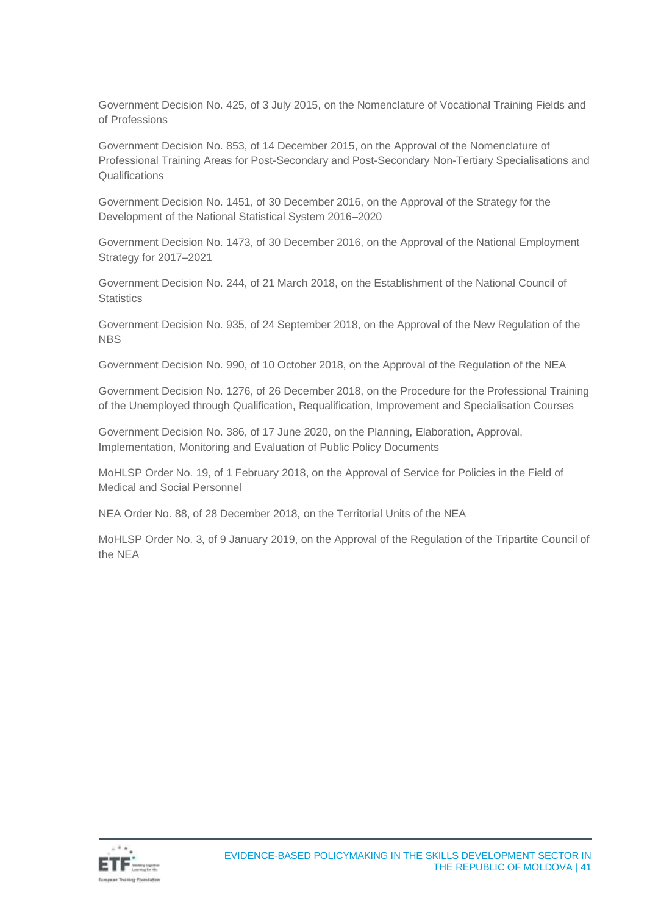Government Decision No. 425, of 3 July 2015, on the Nomenclature of Vocational Training Fields and of Professions

Government Decision No. 853, of 14 December 2015, on the Approval of the Nomenclature of Professional Training Areas for Post-Secondary and Post-Secondary Non-Tertiary Specialisations and Qualifications

Government Decision No. 1451, of 30 December 2016, on the Approval of the Strategy for the Development of the National Statistical System 2016–2020

Government Decision No. 1473, of 30 December 2016, on the Approval of the National Employment Strategy for 2017–2021

Government Decision No. 244, of 21 March 2018, on the Establishment of the National Council of Statistics

Government Decision No. 935, of 24 September 2018, on the Approval of the New Regulation of the NBS

Government Decision No. 990, of 10 October 2018, on the Approval of the Regulation of the NEA

Government Decision No. 1276, of 26 December 2018, on the Procedure for the Professional Training of the Unemployed through Qualification, Requalification, Improvement and Specialisation Courses

Government Decision No. 386, of 17 June 2020, on the Planning, Elaboration, Approval, Implementation, Monitoring and Evaluation of Public Policy Documents

MoHLSP Order No. 19, of 1 February 2018, on the Approval of Service for Policies in the Field of Medical and Social Personnel

NEA Order No. 88, of 28 December 2018, on the Territorial Units of the NEA

MoHLSP Order No. 3, of 9 January 2019, on the Approval of the Regulation of the Tripartite Council of the NEA